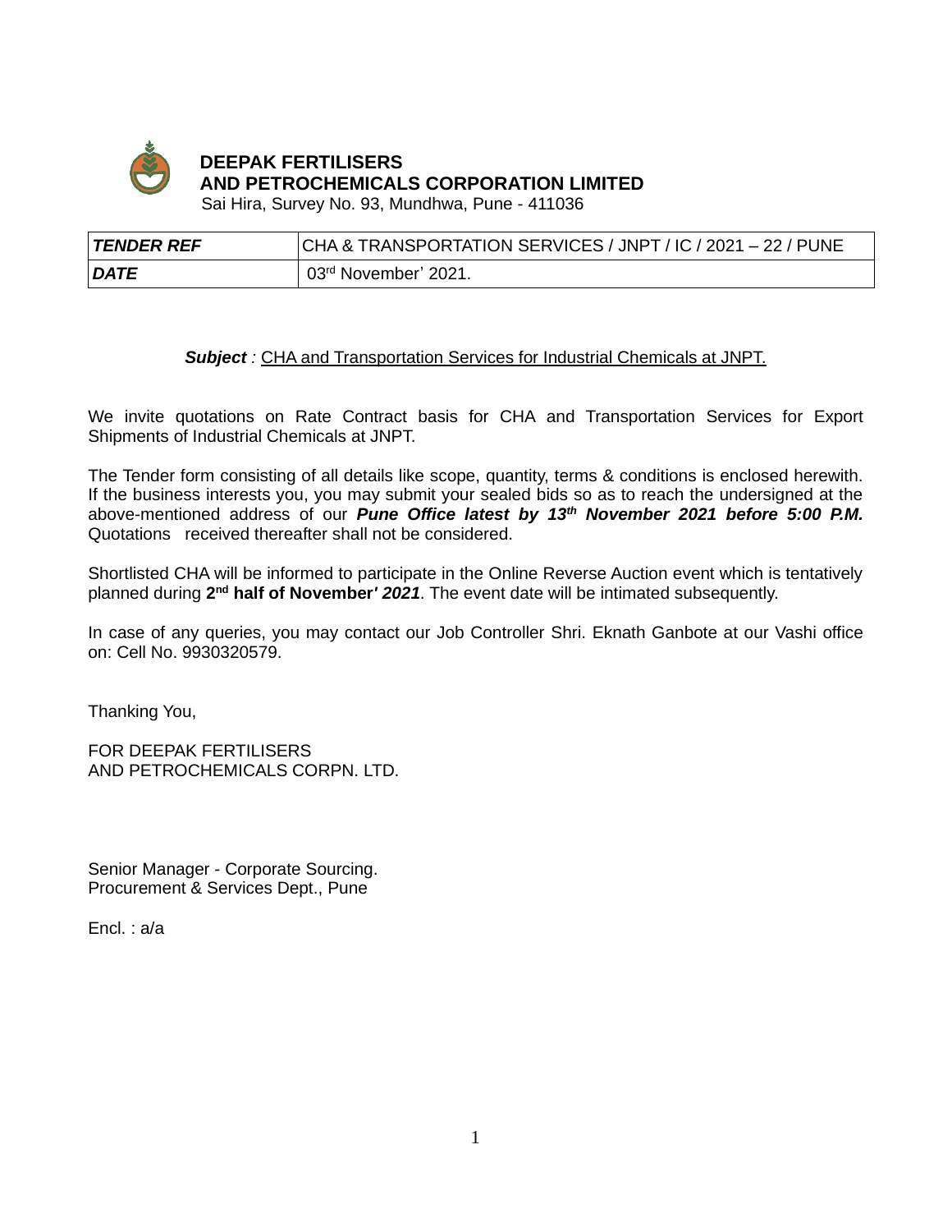# DEEPAK FERTILISERS
# AND PETROCHEMICALS CORPORATION LIMITED

Sai Hira, Survey No. 93, Mundhwa, Pune - 411036

| | |
|---|---|
| ***TENDER REF*** | CHA & TRANSPORTATION SERVICES / JNPT / IC / 2021 – 22 / PUNE |
| ***DATE*** | 03rd November' 2021. |

***Subject*** *:* CHA and Transportation Services for Industrial Chemicals at JNPT.

We invite quotations on Rate Contract basis for CHA and Transportation Services for Export Shipments of Industrial Chemicals at JNPT.

The Tender form consisting of all details like scope, quantity, terms & conditions is enclosed herewith. If the business interests you, you may submit your sealed bids so as to reach the undersigned at the above-mentioned address of our ***Pune Office latest by 13th November 2021 before 5:00 P.M.*** Quotations received thereafter shall not be considered.

Shortlisted CHA will be informed to participate in the Online Reverse Auction event which is tentatively planned during **2nd half of November*' 2021***. The event date will be intimated subsequently.

In case of any queries, you may contact our Job Controller Shri. Eknath Ganbote at our Vashi office on: Cell No. 9930320579.

Thanking You,

FOR DEEPAK FERTILISERS
AND PETROCHEMICALS CORPN. LTD.

Senior Manager - Corporate Sourcing.
Procurement & Services Dept., Pune

Encl. : a/a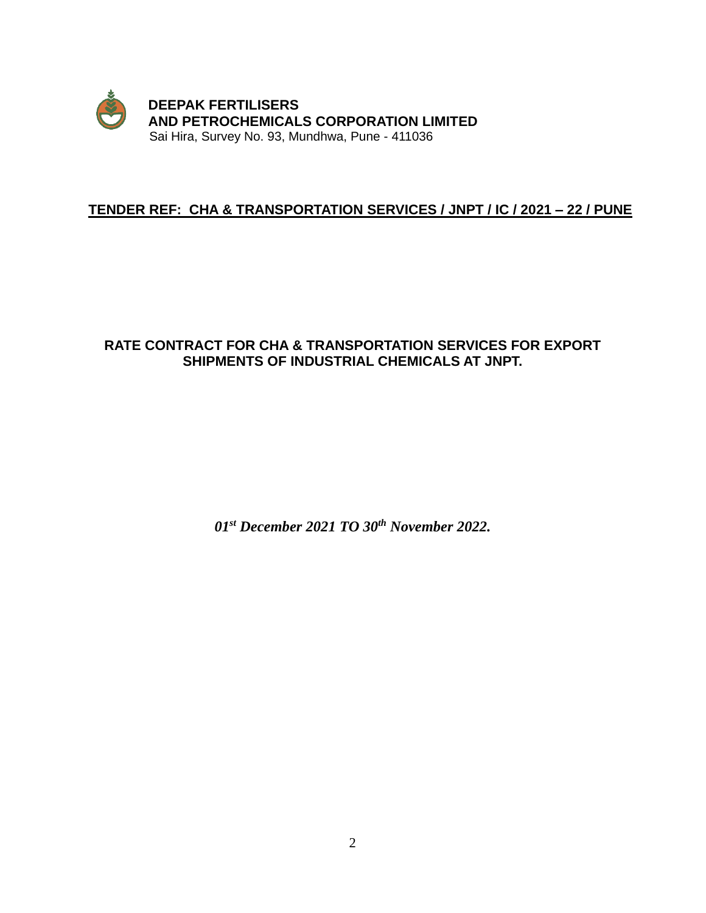**DEEPAK FERTILISERS**
**AND PETROCHEMICALS CORPORATION LIMITED**
Sai Hira, Survey No. 93, Mundhwa, Pune - 411036

## TENDER REF: CHA & TRANSPORTATION SERVICES / JNPT / IC / 2021 – 22 / PUNE

## RATE CONTRACT FOR CHA & TRANSPORTATION SERVICES FOR EXPORT SHIPMENTS OF INDUSTRIAL CHEMICALS AT JNPT.

***01st December 2021 TO 30th November 2022.***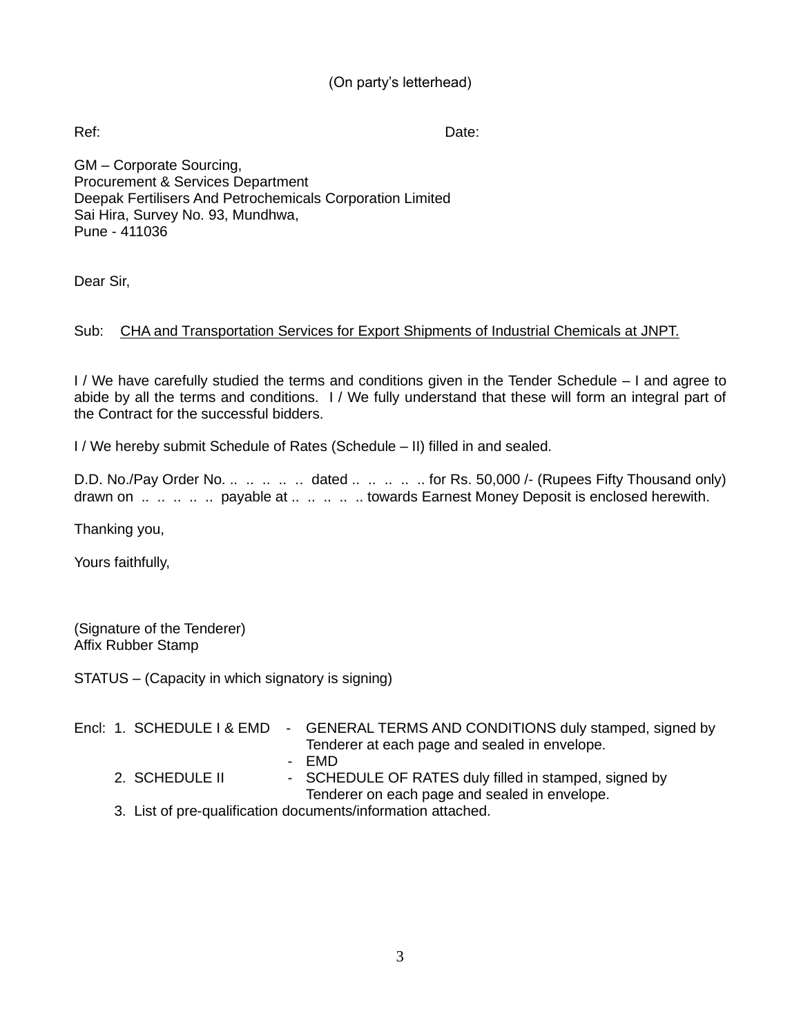(On party's letterhead)

Ref: Date:

GM – Corporate Sourcing,
Procurement & Services Department
Deepak Fertilisers And Petrochemicals Corporation Limited
Sai Hira, Survey No. 93, Mundhwa,
Pune - 411036

Dear Sir,

Sub: CHA and Transportation Services for Export Shipments of Industrial Chemicals at JNPT.

I / We have carefully studied the terms and conditions given in the Tender Schedule – I and agree to abide by all the terms and conditions. I / We fully understand that these will form an integral part of the Contract for the successful bidders.

I / We hereby submit Schedule of Rates (Schedule – II) filled in and sealed.

D.D. No./Pay Order No. .. .. .. .. .. dated .. .. .. .. .. for Rs. 50,000 /- (Rupees Fifty Thousand only) drawn on .. .. .. .. .. payable at .. .. .. .. .. towards Earnest Money Deposit is enclosed herewith.

Thanking you,

Yours faithfully,

(Signature of the Tenderer)
Affix Rubber Stamp

STATUS – (Capacity in which signatory is signing)

Encl:
1. SCHEDULE I & EMD
   - GENERAL TERMS AND CONDITIONS duly stamped, signed by Tenderer at each page and sealed in envelope.
   - EMD
2. SCHEDULE II
   - SCHEDULE OF RATES duly filled in stamped, signed by Tenderer on each page and sealed in envelope.
3. List of pre-qualification documents/information attached.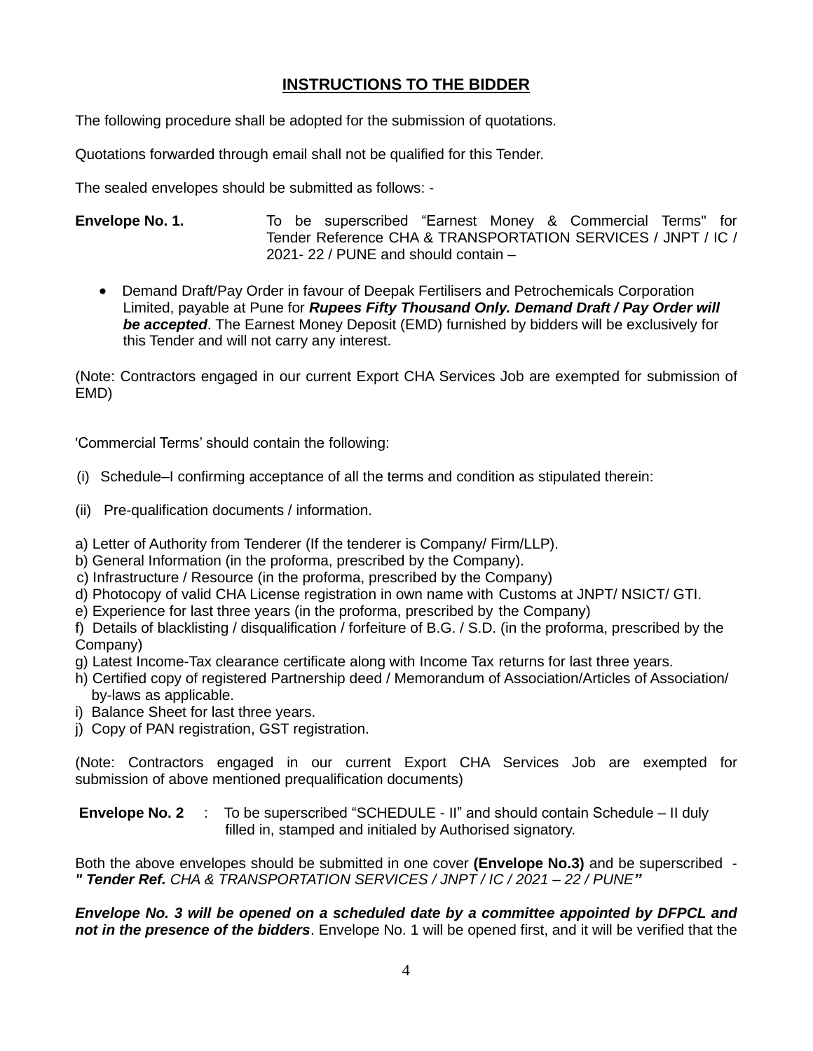## INSTRUCTIONS TO THE BIDDER

The following procedure shall be adopted for the submission of quotations.

Quotations forwarded through email shall not be qualified for this Tender.

The sealed envelopes should be submitted as follows: -

**Envelope No. 1.** To be superscribed "Earnest Money & Commercial Terms" for Tender Reference CHA & TRANSPORTATION SERVICES / JNPT / IC / 2021- 22 / PUNE and should contain –

- Demand Draft/Pay Order in favour of Deepak Fertilisers and Petrochemicals Corporation Limited, payable at Pune for ***Rupees Fifty Thousand Only. Demand Draft / Pay Order will be accepted***. The Earnest Money Deposit (EMD) furnished by bidders will be exclusively for this Tender and will not carry any interest.

(Note: Contractors engaged in our current Export CHA Services Job are exempted for submission of EMD)

'Commercial Terms' should contain the following:

(i) Schedule–I confirming acceptance of all the terms and condition as stipulated therein:

(ii) Pre-qualification documents / information.

a) Letter of Authority from Tenderer (If the tenderer is Company/ Firm/LLP).
b) General Information (in the proforma, prescribed by the Company).
c) Infrastructure / Resource (in the proforma, prescribed by the Company)
d) Photocopy of valid CHA License registration in own name with Customs at JNPT/ NSICT/ GTI.
e) Experience for last three years (in the proforma, prescribed by the Company)
f) Details of blacklisting / disqualification / forfeiture of B.G. / S.D. (in the proforma, prescribed by the Company)
g) Latest Income-Tax clearance certificate along with Income Tax returns for last three years.
h) Certified copy of registered Partnership deed / Memorandum of Association/Articles of Association/ by-laws as applicable.
i) Balance Sheet for last three years.
j) Copy of PAN registration, GST registration.

(Note: Contractors engaged in our current Export CHA Services Job are exempted for submission of above mentioned prequalification documents)

**Envelope No. 2** : To be superscribed "SCHEDULE - II" and should contain Schedule – II duly filled in, stamped and initialed by Authorised signatory.

Both the above envelopes should be submitted in one cover **(Envelope No.3)** and be superscribed - ***" Tender Ref.*** *CHA & TRANSPORTATION SERVICES / JNPT / IC / 2021 – 22 / PUNE"*

***Envelope No. 3 will be opened on a scheduled date by a committee appointed by DFPCL and not in the presence of the bidders***. Envelope No. 1 will be opened first, and it will be verified that the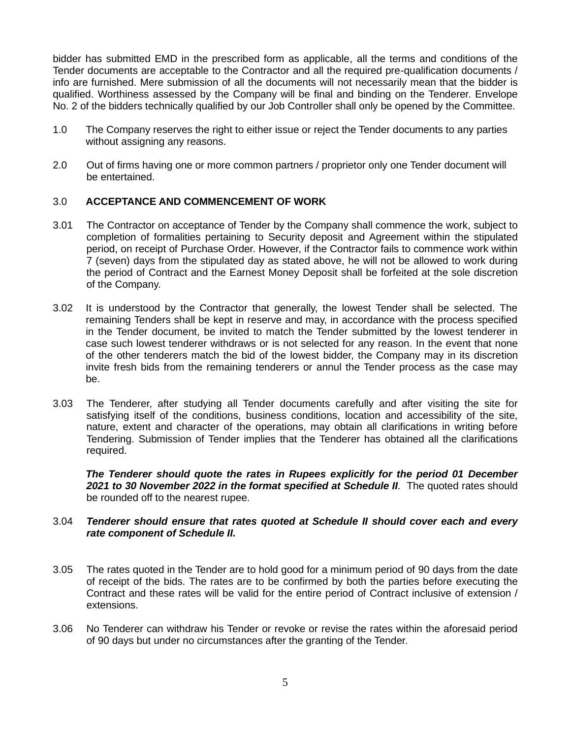bidder has submitted EMD in the prescribed form as applicable, all the terms and conditions of the Tender documents are acceptable to the Contractor and all the required pre-qualification documents / info are furnished. Mere submission of all the documents will not necessarily mean that the bidder is qualified. Worthiness assessed by the Company will be final and binding on the Tenderer. Envelope No. 2 of the bidders technically qualified by our Job Controller shall only be opened by the Committee.

1.0 The Company reserves the right to either issue or reject the Tender documents to any parties without assigning any reasons.

2.0 Out of firms having one or more common partners / proprietor only one Tender document will be entertained.

3.0 **ACCEPTANCE AND COMMENCEMENT OF WORK**

3.01 The Contractor on acceptance of Tender by the Company shall commence the work, subject to completion of formalities pertaining to Security deposit and Agreement within the stipulated period, on receipt of Purchase Order. However, if the Contractor fails to commence work within 7 (seven) days from the stipulated day as stated above, he will not be allowed to work during the period of Contract and the Earnest Money Deposit shall be forfeited at the sole discretion of the Company.

3.02 It is understood by the Contractor that generally, the lowest Tender shall be selected. The remaining Tenders shall be kept in reserve and may, in accordance with the process specified in the Tender document, be invited to match the Tender submitted by the lowest tenderer in case such lowest tenderer withdraws or is not selected for any reason. In the event that none of the other tenderers match the bid of the lowest bidder, the Company may in its discretion invite fresh bids from the remaining tenderers or annul the Tender process as the case may be.

3.03 The Tenderer, after studying all Tender documents carefully and after visiting the site for satisfying itself of the conditions, business conditions, location and accessibility of the site, nature, extent and character of the operations, may obtain all clarifications in writing before Tendering. Submission of Tender implies that the Tenderer has obtained all the clarifications required.

***The Tenderer should quote the rates in Rupees explicitly for the period 01 December 2021 to 30 November 2022 in the format specified at Schedule II***. The quoted rates should be rounded off to the nearest rupee.

3.04 ***Tenderer should ensure that rates quoted at Schedule II should cover each and every rate component of Schedule II.***

3.05 The rates quoted in the Tender are to hold good for a minimum period of 90 days from the date of receipt of the bids. The rates are to be confirmed by both the parties before executing the Contract and these rates will be valid for the entire period of Contract inclusive of extension / extensions.

3.06 No Tenderer can withdraw his Tender or revoke or revise the rates within the aforesaid period of 90 days but under no circumstances after the granting of the Tender.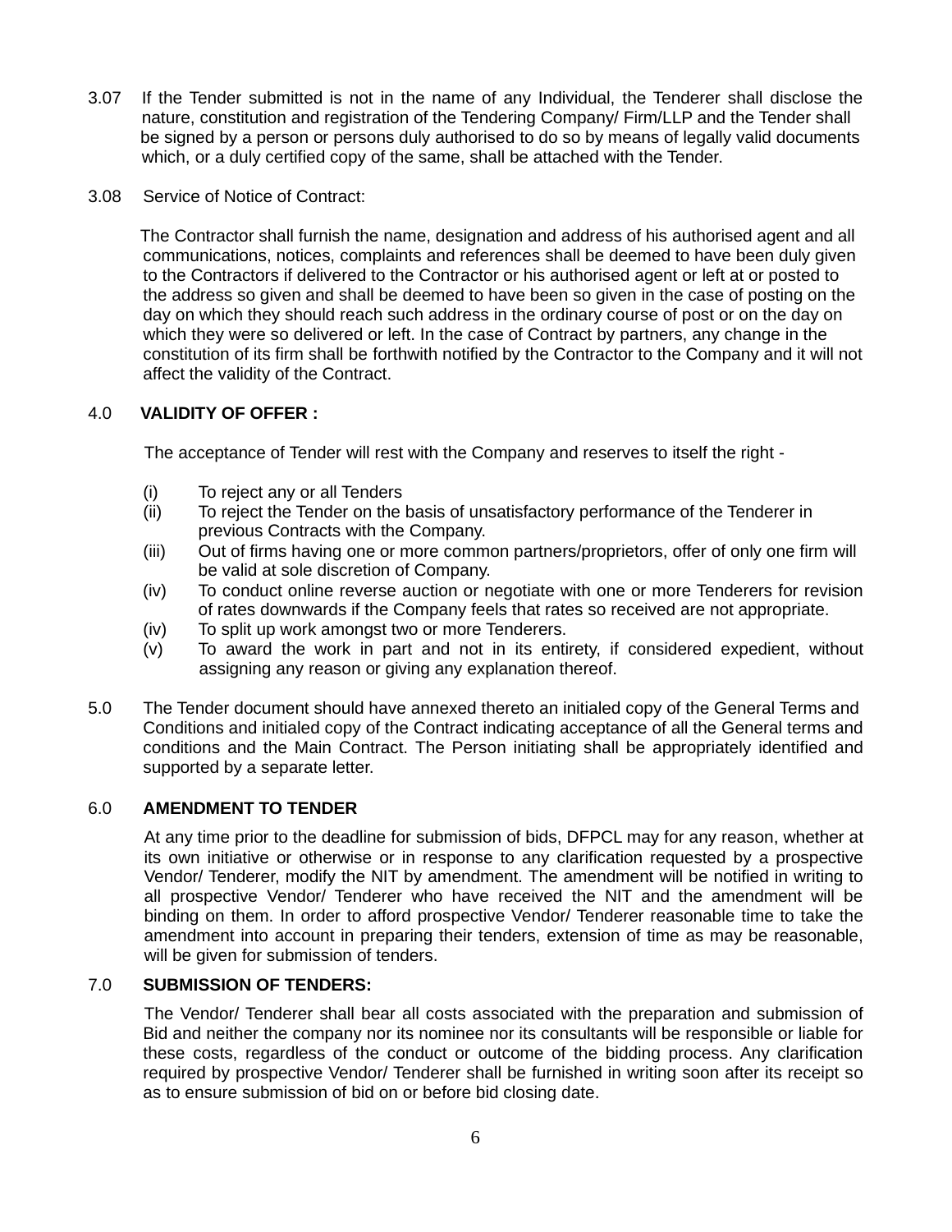3.07 If the Tender submitted is not in the name of any Individual, the Tenderer shall disclose the nature, constitution and registration of the Tendering Company/ Firm/LLP and the Tender shall be signed by a person or persons duly authorised to do so by means of legally valid documents which, or a duly certified copy of the same, shall be attached with the Tender.

3.08 Service of Notice of Contract:

The Contractor shall furnish the name, designation and address of his authorised agent and all communications, notices, complaints and references shall be deemed to have been duly given to the Contractors if delivered to the Contractor or his authorised agent or left at or posted to the address so given and shall be deemed to have been so given in the case of posting on the day on which they should reach such address in the ordinary course of post or on the day on which they were so delivered or left. In the case of Contract by partners, any change in the constitution of its firm shall be forthwith notified by the Contractor to the Company and it will not affect the validity of the Contract.

## 4.0 VALIDITY OF OFFER :

The acceptance of Tender will rest with the Company and reserves to itself the right -

(i) To reject any or all Tenders

(ii) To reject the Tender on the basis of unsatisfactory performance of the Tenderer in previous Contracts with the Company.

(iii) Out of firms having one or more common partners/proprietors, offer of only one firm will be valid at sole discretion of Company.

(iv) To conduct online reverse auction or negotiate with one or more Tenderers for revision of rates downwards if the Company feels that rates so received are not appropriate.

(iv) To split up work amongst two or more Tenderers.

(v) To award the work in part and not in its entirety, if considered expedient, without assigning any reason or giving any explanation thereof.

5.0 The Tender document should have annexed thereto an initialed copy of the General Terms and Conditions and initialed copy of the Contract indicating acceptance of all the General terms and conditions and the Main Contract. The Person initiating shall be appropriately identified and supported by a separate letter.

## 6.0 AMENDMENT TO TENDER

At any time prior to the deadline for submission of bids, DFPCL may for any reason, whether at its own initiative or otherwise or in response to any clarification requested by a prospective Vendor/ Tenderer, modify the NIT by amendment. The amendment will be notified in writing to all prospective Vendor/ Tenderer who have received the NIT and the amendment will be binding on them. In order to afford prospective Vendor/ Tenderer reasonable time to take the amendment into account in preparing their tenders, extension of time as may be reasonable, will be given for submission of tenders.

## 7.0 SUBMISSION OF TENDERS:

The Vendor/ Tenderer shall bear all costs associated with the preparation and submission of Bid and neither the company nor its nominee nor its consultants will be responsible or liable for these costs, regardless of the conduct or outcome of the bidding process. Any clarification required by prospective Vendor/ Tenderer shall be furnished in writing soon after its receipt so as to ensure submission of bid on or before bid closing date.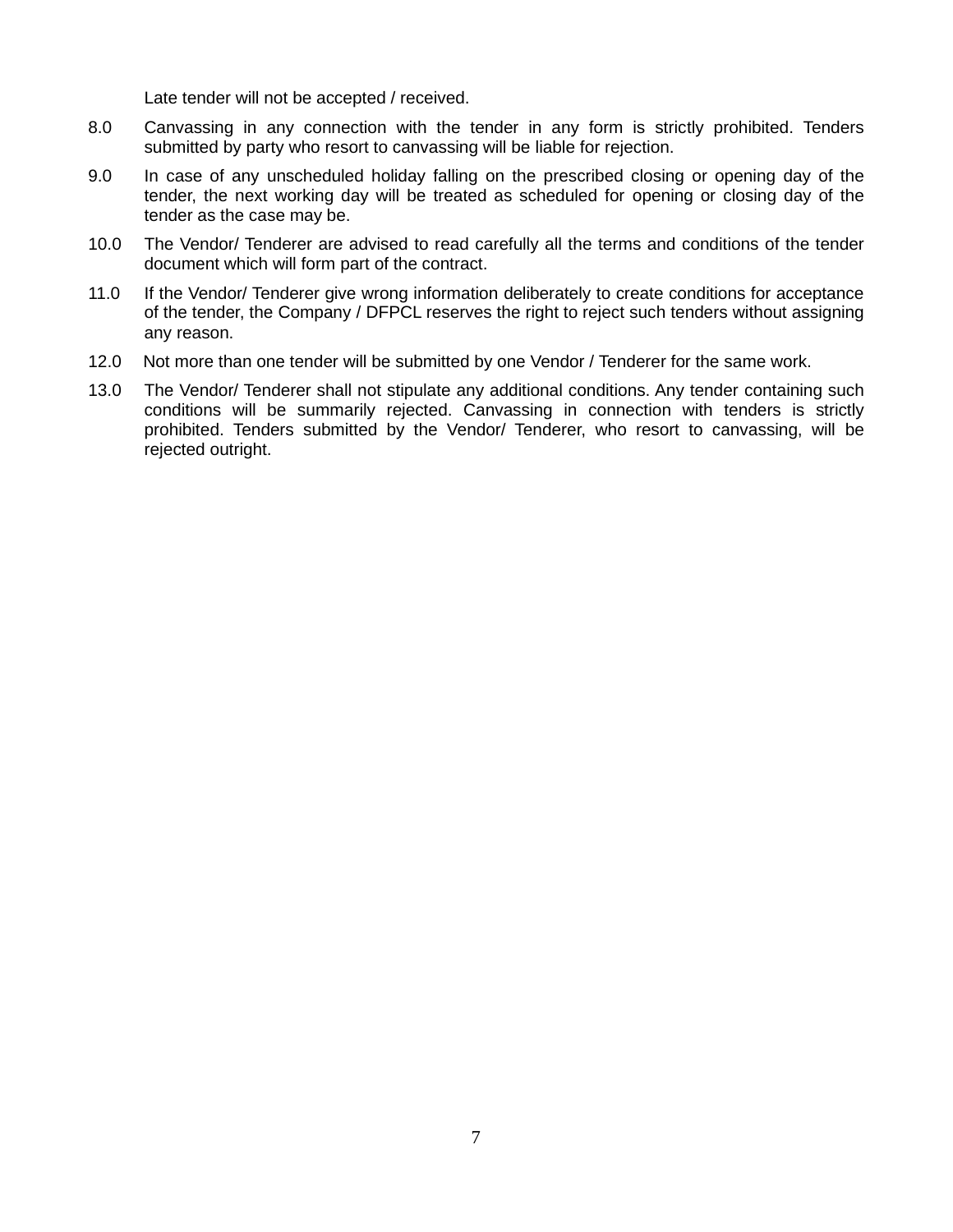Late tender will not be accepted / received.

8.0 Canvassing in any connection with the tender in any form is strictly prohibited. Tenders submitted by party who resort to canvassing will be liable for rejection.

9.0 In case of any unscheduled holiday falling on the prescribed closing or opening day of the tender, the next working day will be treated as scheduled for opening or closing day of the tender as the case may be.

10.0 The Vendor/ Tenderer are advised to read carefully all the terms and conditions of the tender document which will form part of the contract.

11.0 If the Vendor/ Tenderer give wrong information deliberately to create conditions for acceptance of the tender, the Company / DFPCL reserves the right to reject such tenders without assigning any reason.

12.0 Not more than one tender will be submitted by one Vendor / Tenderer for the same work.

13.0 The Vendor/ Tenderer shall not stipulate any additional conditions. Any tender containing such conditions will be summarily rejected. Canvassing in connection with tenders is strictly prohibited. Tenders submitted by the Vendor/ Tenderer, who resort to canvassing, will be rejected outright.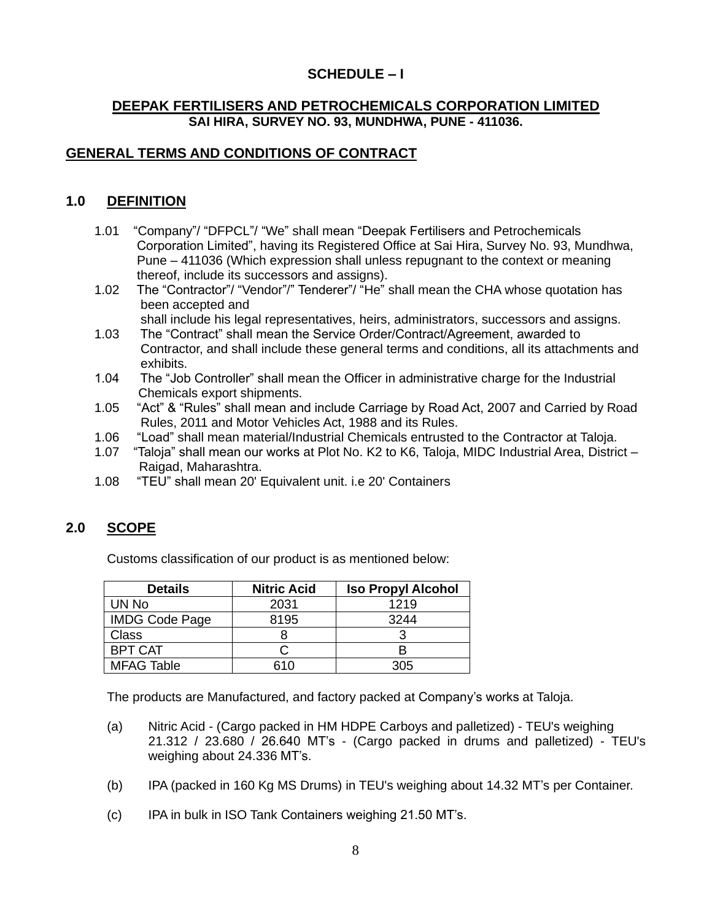**SCHEDULE – I**

**DEEPAK FERTILISERS AND PETROCHEMICALS CORPORATION LIMITED**
**SAI HIRA, SURVEY NO. 93, MUNDHWA, PUNE - 411036.**

## GENERAL TERMS AND CONDITIONS OF CONTRACT

## 1.0 DEFINITION

1.01 "Company"/ "DFPCL"/ "We" shall mean "Deepak Fertilisers and Petrochemicals Corporation Limited", having its Registered Office at Sai Hira, Survey No. 93, Mundhwa, Pune – 411036 (Which expression shall unless repugnant to the context or meaning thereof, include its successors and assigns).

1.02 The "Contractor"/ "Vendor"/" Tenderer"/ "He" shall mean the CHA whose quotation has been accepted and shall include his legal representatives, heirs, administrators, successors and assigns.

1.03 The "Contract" shall mean the Service Order/Contract/Agreement, awarded to Contractor, and shall include these general terms and conditions, all its attachments and exhibits.

1.04 The "Job Controller" shall mean the Officer in administrative charge for the Industrial Chemicals export shipments.

1.05 "Act" & "Rules" shall mean and include Carriage by Road Act, 2007 and Carried by Road Rules, 2011 and Motor Vehicles Act, 1988 and its Rules.

1.06 "Load" shall mean material/Industrial Chemicals entrusted to the Contractor at Taloja.

1.07 "Taloja" shall mean our works at Plot No. K2 to K6, Taloja, MIDC Industrial Area, District – Raigad, Maharashtra.

1.08 "TEU" shall mean 20' Equivalent unit. i.e 20' Containers

## 2.0 SCOPE

Customs classification of our product is as mentioned below:

| Details | Nitric Acid | Iso Propyl Alcohol |
|---|---|---|
| UN No | 2031 | 1219 |
| IMDG Code Page | 8195 | 3244 |
| Class | 8 | 3 |
| BPT CAT | C | B |
| MFAG Table | 610 | 305 |

The products are Manufactured, and factory packed at Company's works at Taloja.

(a) Nitric Acid - (Cargo packed in HM HDPE Carboys and palletized) - TEU's weighing 21.312 / 23.680 / 26.640 MT's - (Cargo packed in drums and palletized) - TEU's weighing about 24.336 MT's.

(b) IPA (packed in 160 Kg MS Drums) in TEU's weighing about 14.32 MT's per Container.

(c) IPA in bulk in ISO Tank Containers weighing 21.50 MT's.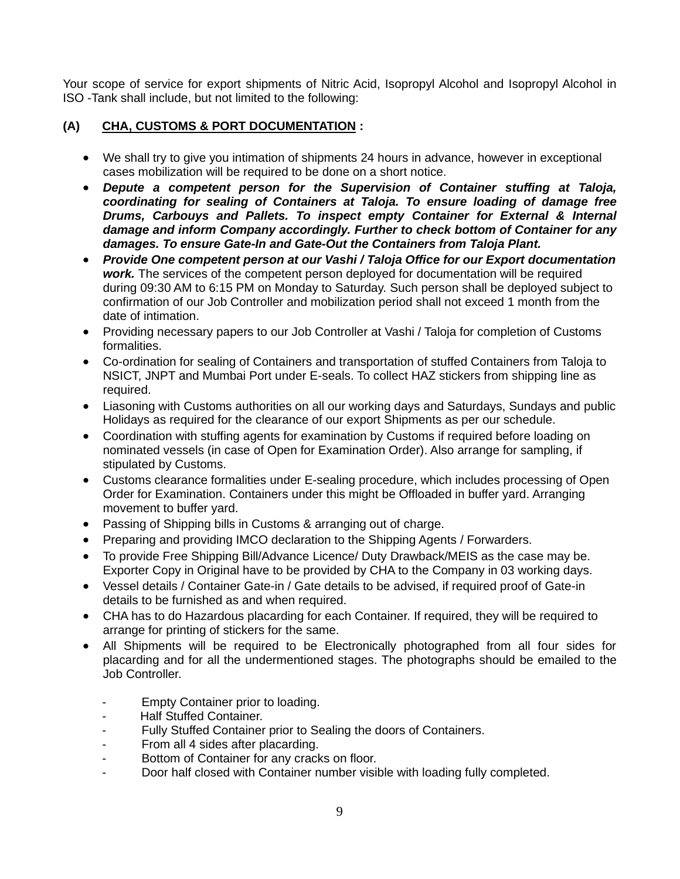Your scope of service for export shipments of Nitric Acid, Isopropyl Alcohol and Isopropyl Alcohol in ISO -Tank shall include, but not limited to the following:

**(A) CHA, CUSTOMS & PORT DOCUMENTATION :**

- We shall try to give you intimation of shipments 24 hours in advance, however in exceptional cases mobilization will be required to be done on a short notice.
- ***Depute a competent person for the Supervision of Container stuffing at Taloja, coordinating for sealing of Containers at Taloja. To ensure loading of damage free Drums, Carbouys and Pallets. To inspect empty Container for External & Internal damage and inform Company accordingly. Further to check bottom of Container for any damages. To ensure Gate-In and Gate-Out the Containers from Taloja Plant.***
- ***Provide One competent person at our Vashi / Taloja Office for our Export documentation work.*** The services of the competent person deployed for documentation will be required during 09:30 AM to 6:15 PM on Monday to Saturday. Such person shall be deployed subject to confirmation of our Job Controller and mobilization period shall not exceed 1 month from the date of intimation.
- Providing necessary papers to our Job Controller at Vashi / Taloja for completion of Customs formalities.
- Co-ordination for sealing of Containers and transportation of stuffed Containers from Taloja to NSICT, JNPT and Mumbai Port under E-seals. To collect HAZ stickers from shipping line as required.
- Liasoning with Customs authorities on all our working days and Saturdays, Sundays and public Holidays as required for the clearance of our export Shipments as per our schedule.
- Coordination with stuffing agents for examination by Customs if required before loading on nominated vessels (in case of Open for Examination Order). Also arrange for sampling, if stipulated by Customs.
- Customs clearance formalities under E-sealing procedure, which includes processing of Open Order for Examination. Containers under this might be Offloaded in buffer yard. Arranging movement to buffer yard.
- Passing of Shipping bills in Customs & arranging out of charge.
- Preparing and providing IMCO declaration to the Shipping Agents / Forwarders.
- To provide Free Shipping Bill/Advance Licence/ Duty Drawback/MEIS as the case may be. Exporter Copy in Original have to be provided by CHA to the Company in 03 working days.
- Vessel details / Container Gate-in / Gate details to be advised, if required proof of Gate-in details to be furnished as and when required.
- CHA has to do Hazardous placarding for each Container. If required, they will be required to arrange for printing of stickers for the same.
- All Shipments will be required to be Electronically photographed from all four sides for placarding and for all the undermentioned stages. The photographs should be emailed to the Job Controller.

  - Empty Container prior to loading.
  - Half Stuffed Container.
  - Fully Stuffed Container prior to Sealing the doors of Containers.
  - From all 4 sides after placarding.
  - Bottom of Container for any cracks on floor.
  - Door half closed with Container number visible with loading fully completed.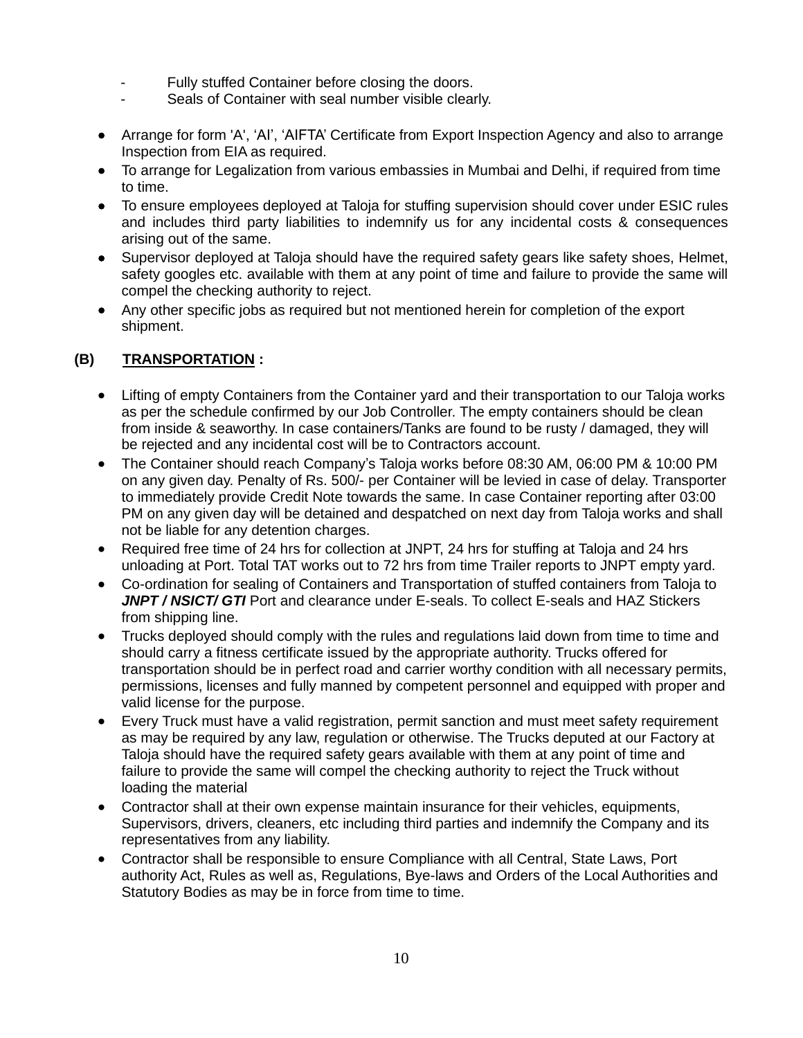- Fully stuffed Container before closing the doors.
- Seals of Container with seal number visible clearly.

- Arrange for form 'A', 'AI', 'AIFTA' Certificate from Export Inspection Agency and also to arrange Inspection from EIA as required.
- To arrange for Legalization from various embassies in Mumbai and Delhi, if required from time to time.
- To ensure employees deployed at Taloja for stuffing supervision should cover under ESIC rules and includes third party liabilities to indemnify us for any incidental costs & consequences arising out of the same.
- Supervisor deployed at Taloja should have the required safety gears like safety shoes, Helmet, safety googles etc. available with them at any point of time and failure to provide the same will compel the checking authority to reject.
- Any other specific jobs as required but not mentioned herein for completion of the export shipment.

## (B) <u>TRANSPORTATION</u> :

- Lifting of empty Containers from the Container yard and their transportation to our Taloja works as per the schedule confirmed by our Job Controller. The empty containers should be clean from inside & seaworthy. In case containers/Tanks are found to be rusty / damaged, they will be rejected and any incidental cost will be to Contractors account.
- The Container should reach Company's Taloja works before 08:30 AM, 06:00 PM & 10:00 PM on any given day. Penalty of Rs. 500/- per Container will be levied in case of delay. Transporter to immediately provide Credit Note towards the same. In case Container reporting after 03:00 PM on any given day will be detained and despatched on next day from Taloja works and shall not be liable for any detention charges.
- Required free time of 24 hrs for collection at JNPT, 24 hrs for stuffing at Taloja and 24 hrs unloading at Port. Total TAT works out to 72 hrs from time Trailer reports to JNPT empty yard.
- Co-ordination for sealing of Containers and Transportation of stuffed containers from Taloja to ***JNPT / NSICT/ GTI*** Port and clearance under E-seals. To collect E-seals and HAZ Stickers from shipping line.
- Trucks deployed should comply with the rules and regulations laid down from time to time and should carry a fitness certificate issued by the appropriate authority. Trucks offered for transportation should be in perfect road and carrier worthy condition with all necessary permits, permissions, licenses and fully manned by competent personnel and equipped with proper and valid license for the purpose.
- Every Truck must have a valid registration, permit sanction and must meet safety requirement as may be required by any law, regulation or otherwise. The Trucks deputed at our Factory at Taloja should have the required safety gears available with them at any point of time and failure to provide the same will compel the checking authority to reject the Truck without loading the material
- Contractor shall at their own expense maintain insurance for their vehicles, equipments, Supervisors, drivers, cleaners, etc including third parties and indemnify the Company and its representatives from any liability.
- Contractor shall be responsible to ensure Compliance with all Central, State Laws, Port authority Act, Rules as well as, Regulations, Bye-laws and Orders of the Local Authorities and Statutory Bodies as may be in force from time to time.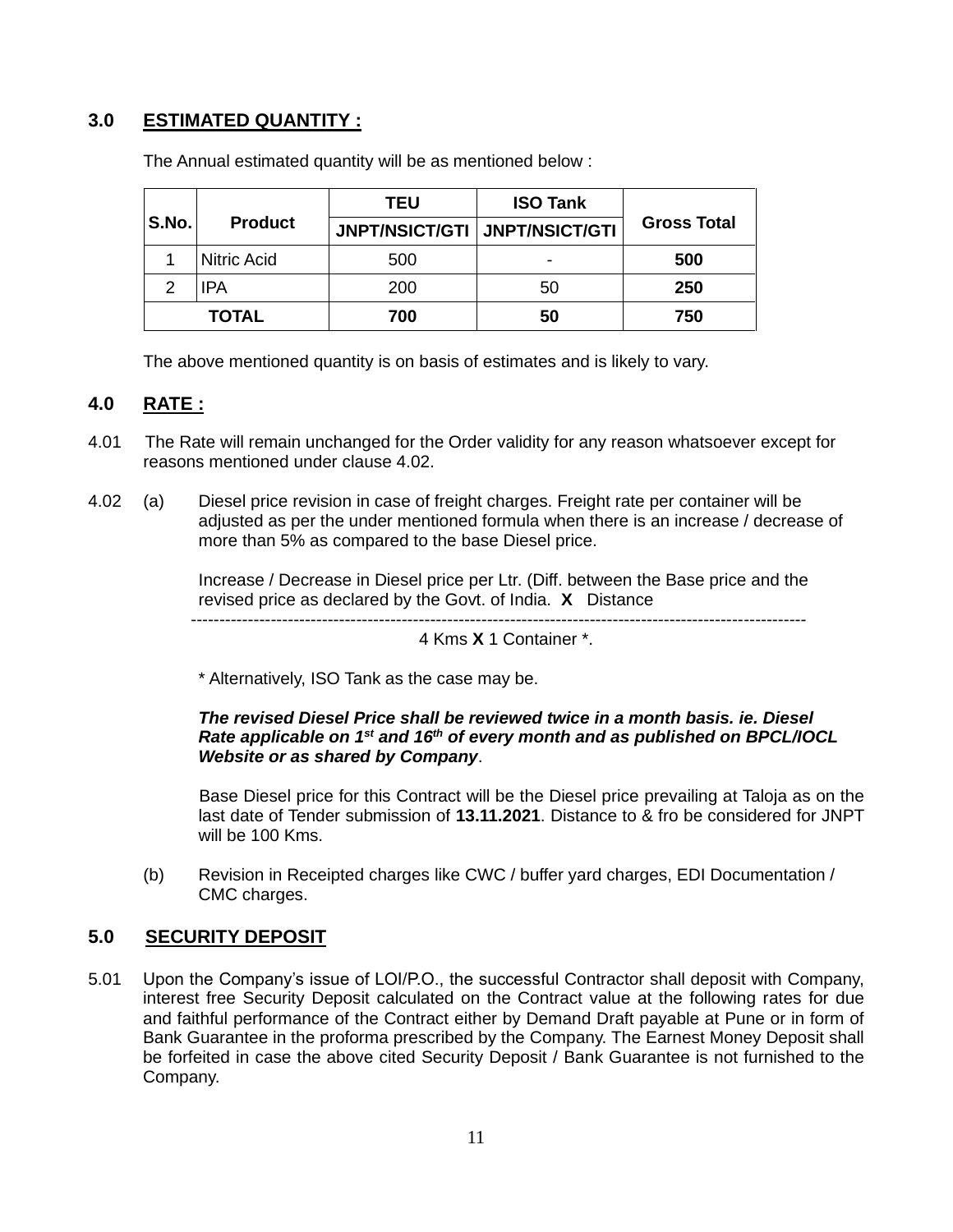## 3.0 ESTIMATED QUANTITY :

The Annual estimated quantity will be as mentioned below :

| S.No. | Product | TEU | ISO Tank | Gross Total |
|---|---|---|---|---|
| | | JNPT/NSICT/GTI | JNPT/NSICT/GTI | |
| 1 | Nitric Acid | 500 | - | **500** |
| 2 | IPA | 200 | 50 | **250** |
| **TOTAL** | | **700** | **50** | **750** |

The above mentioned quantity is on basis of estimates and is likely to vary.

## 4.0 RATE :

4.01 The Rate will remain unchanged for the Order validity for any reason whatsoever except for reasons mentioned under clause 4.02.

4.02 (a) Diesel price revision in case of freight charges. Freight rate per container will be adjusted as per the under mentioned formula when there is an increase / decrease of more than 5% as compared to the base Diesel price.

Increase / Decrease in Diesel price per Ltr. (Diff. between the Base price and the revised price as declared by the Govt. of India. **X** Distance

---

4 Kms **X** 1 Container *.

\* Alternatively, ISO Tank as the case may be.

***The revised Diesel Price shall be reviewed twice in a month basis. ie. Diesel Rate applicable on 1st and 16th of every month and as published on BPCL/IOCL Website or as shared by Company***.

Base Diesel price for this Contract will be the Diesel price prevailing at Taloja as on the last date of Tender submission of **13.11.2021**. Distance to & fro be considered for JNPT will be 100 Kms.

(b) Revision in Receipted charges like CWC / buffer yard charges, EDI Documentation / CMC charges.

## 5.0 SECURITY DEPOSIT

5.01 Upon the Company's issue of LOI/P.O., the successful Contractor shall deposit with Company, interest free Security Deposit calculated on the Contract value at the following rates for due and faithful performance of the Contract either by Demand Draft payable at Pune or in form of Bank Guarantee in the proforma prescribed by the Company. The Earnest Money Deposit shall be forfeited in case the above cited Security Deposit / Bank Guarantee is not furnished to the Company.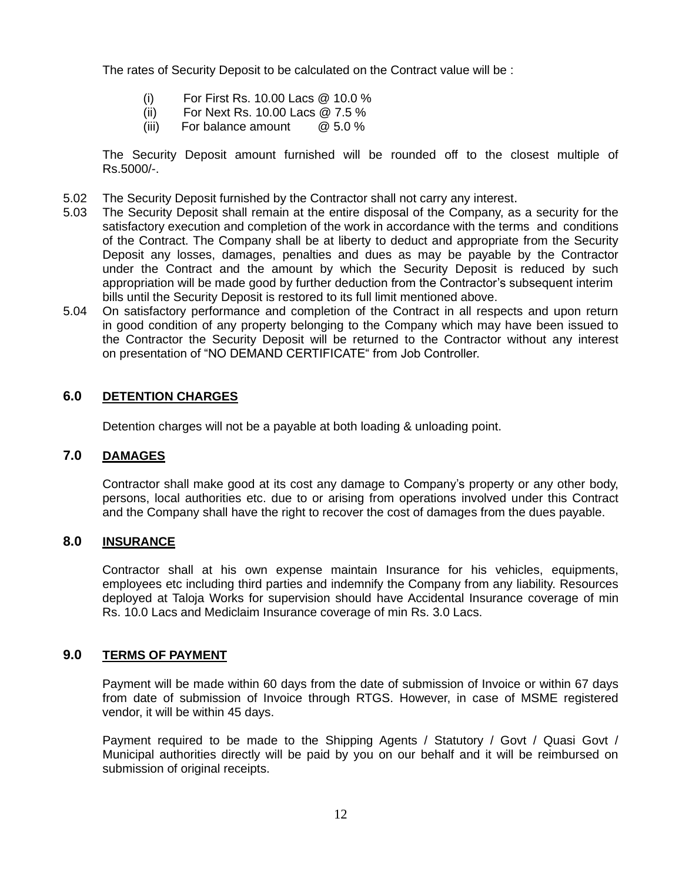The rates of Security Deposit to be calculated on the Contract value will be :

(i) For First Rs. 10.00 Lacs @ 10.0 %
(ii) For Next Rs. 10.00 Lacs @ 7.5 %
(iii) For balance amount @ 5.0 %

The Security Deposit amount furnished will be rounded off to the closest multiple of Rs.5000/-.

5.02 The Security Deposit furnished by the Contractor shall not carry any interest.

5.03 The Security Deposit shall remain at the entire disposal of the Company, as a security for the satisfactory execution and completion of the work in accordance with the terms and conditions of the Contract. The Company shall be at liberty to deduct and appropriate from the Security Deposit any losses, damages, penalties and dues as may be payable by the Contractor under the Contract and the amount by which the Security Deposit is reduced by such appropriation will be made good by further deduction from the Contractor's subsequent interim bills until the Security Deposit is restored to its full limit mentioned above.

5.04 On satisfactory performance and completion of the Contract in all respects and upon return in good condition of any property belonging to the Company which may have been issued to the Contractor the Security Deposit will be returned to the Contractor without any interest on presentation of "NO DEMAND CERTIFICATE" from Job Controller.

## 6.0 DETENTION CHARGES

Detention charges will not be a payable at both loading & unloading point.

## 7.0 DAMAGES

Contractor shall make good at its cost any damage to Company's property or any other body, persons, local authorities etc. due to or arising from operations involved under this Contract and the Company shall have the right to recover the cost of damages from the dues payable.

## 8.0 INSURANCE

Contractor shall at his own expense maintain Insurance for his vehicles, equipments, employees etc including third parties and indemnify the Company from any liability. Resources deployed at Taloja Works for supervision should have Accidental Insurance coverage of min Rs. 10.0 Lacs and Mediclaim Insurance coverage of min Rs. 3.0 Lacs.

## 9.0 TERMS OF PAYMENT

Payment will be made within 60 days from the date of submission of Invoice or within 67 days from date of submission of Invoice through RTGS. However, in case of MSME registered vendor, it will be within 45 days.

Payment required to be made to the Shipping Agents / Statutory / Govt / Quasi Govt / Municipal authorities directly will be paid by you on our behalf and it will be reimbursed on submission of original receipts.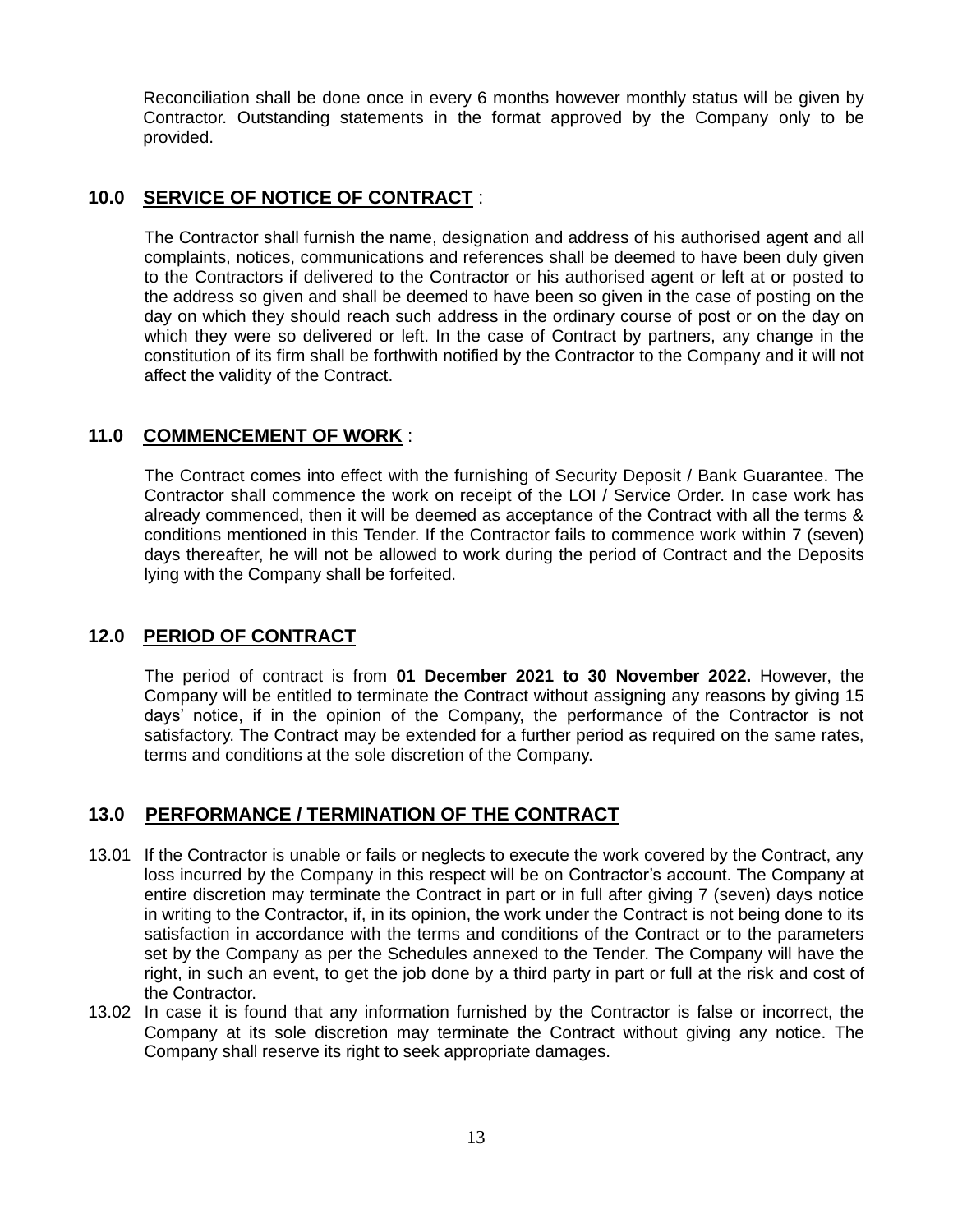Reconciliation shall be done once in every 6 months however monthly status will be given by Contractor. Outstanding statements in the format approved by the Company only to be provided.

## 10.0 SERVICE OF NOTICE OF CONTRACT :

The Contractor shall furnish the name, designation and address of his authorised agent and all complaints, notices, communications and references shall be deemed to have been duly given to the Contractors if delivered to the Contractor or his authorised agent or left at or posted to the address so given and shall be deemed to have been so given in the case of posting on the day on which they should reach such address in the ordinary course of post or on the day on which they were so delivered or left. In the case of Contract by partners, any change in the constitution of its firm shall be forthwith notified by the Contractor to the Company and it will not affect the validity of the Contract.

## 11.0 COMMENCEMENT OF WORK :

The Contract comes into effect with the furnishing of Security Deposit / Bank Guarantee. The Contractor shall commence the work on receipt of the LOI / Service Order. In case work has already commenced, then it will be deemed as acceptance of the Contract with all the terms & conditions mentioned in this Tender. If the Contractor fails to commence work within 7 (seven) days thereafter, he will not be allowed to work during the period of Contract and the Deposits lying with the Company shall be forfeited.

## 12.0 PERIOD OF CONTRACT

The period of contract is from **01 December 2021 to 30 November 2022.** However, the Company will be entitled to terminate the Contract without assigning any reasons by giving 15 days' notice, if in the opinion of the Company, the performance of the Contractor is not satisfactory. The Contract may be extended for a further period as required on the same rates, terms and conditions at the sole discretion of the Company.

## 13.0 PERFORMANCE / TERMINATION OF THE CONTRACT

13.01 If the Contractor is unable or fails or neglects to execute the work covered by the Contract, any loss incurred by the Company in this respect will be on Contractor's account. The Company at entire discretion may terminate the Contract in part or in full after giving 7 (seven) days notice in writing to the Contractor, if, in its opinion, the work under the Contract is not being done to its satisfaction in accordance with the terms and conditions of the Contract or to the parameters set by the Company as per the Schedules annexed to the Tender. The Company will have the right, in such an event, to get the job done by a third party in part or full at the risk and cost of the Contractor.

13.02 In case it is found that any information furnished by the Contractor is false or incorrect, the Company at its sole discretion may terminate the Contract without giving any notice. The Company shall reserve its right to seek appropriate damages.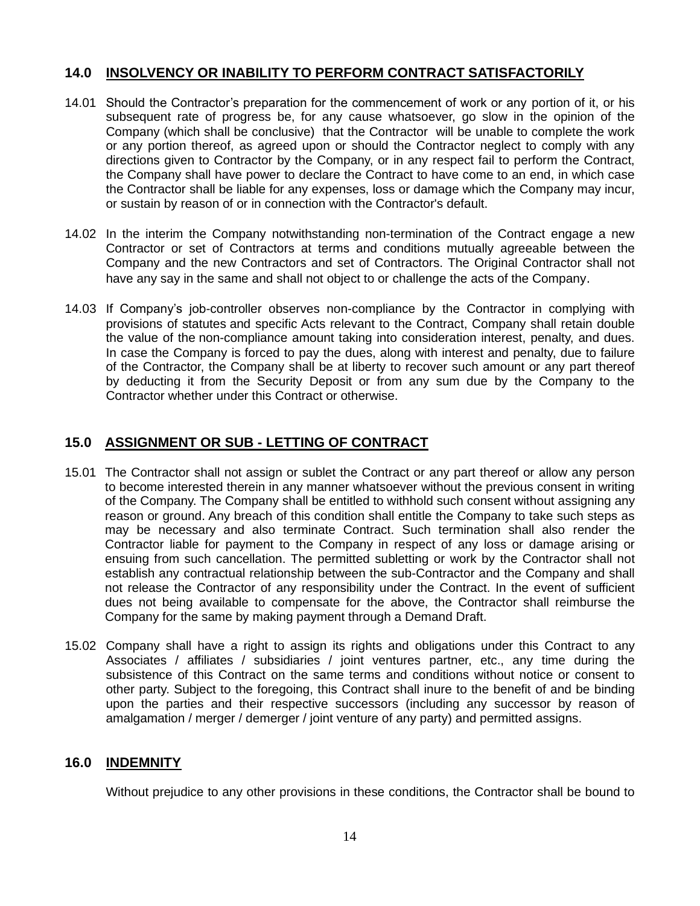## 14.0 INSOLVENCY OR INABILITY TO PERFORM CONTRACT SATISFACTORILY

14.01 Should the Contractor's preparation for the commencement of work or any portion of it, or his subsequent rate of progress be, for any cause whatsoever, go slow in the opinion of the Company (which shall be conclusive) that the Contractor will be unable to complete the work or any portion thereof, as agreed upon or should the Contractor neglect to comply with any directions given to Contractor by the Company, or in any respect fail to perform the Contract, the Company shall have power to declare the Contract to have come to an end, in which case the Contractor shall be liable for any expenses, loss or damage which the Company may incur, or sustain by reason of or in connection with the Contractor's default.

14.02 In the interim the Company notwithstanding non-termination of the Contract engage a new Contractor or set of Contractors at terms and conditions mutually agreeable between the Company and the new Contractors and set of Contractors. The Original Contractor shall not have any say in the same and shall not object to or challenge the acts of the Company.

14.03 If Company's job-controller observes non-compliance by the Contractor in complying with provisions of statutes and specific Acts relevant to the Contract, Company shall retain double the value of the non-compliance amount taking into consideration interest, penalty, and dues. In case the Company is forced to pay the dues, along with interest and penalty, due to failure of the Contractor, the Company shall be at liberty to recover such amount or any part thereof by deducting it from the Security Deposit or from any sum due by the Company to the Contractor whether under this Contract or otherwise.

## 15.0 ASSIGNMENT OR SUB - LETTING OF CONTRACT

15.01 The Contractor shall not assign or sublet the Contract or any part thereof or allow any person to become interested therein in any manner whatsoever without the previous consent in writing of the Company. The Company shall be entitled to withhold such consent without assigning any reason or ground. Any breach of this condition shall entitle the Company to take such steps as may be necessary and also terminate Contract. Such termination shall also render the Contractor liable for payment to the Company in respect of any loss or damage arising or ensuing from such cancellation. The permitted subletting or work by the Contractor shall not establish any contractual relationship between the sub-Contractor and the Company and shall not release the Contractor of any responsibility under the Contract. In the event of sufficient dues not being available to compensate for the above, the Contractor shall reimburse the Company for the same by making payment through a Demand Draft.

15.02 Company shall have a right to assign its rights and obligations under this Contract to any Associates / affiliates / subsidiaries / joint ventures partner, etc., any time during the subsistence of this Contract on the same terms and conditions without notice or consent to other party. Subject to the foregoing, this Contract shall inure to the benefit of and be binding upon the parties and their respective successors (including any successor by reason of amalgamation / merger / demerger / joint venture of any party) and permitted assigns.

## 16.0 INDEMNITY

Without prejudice to any other provisions in these conditions, the Contractor shall be bound to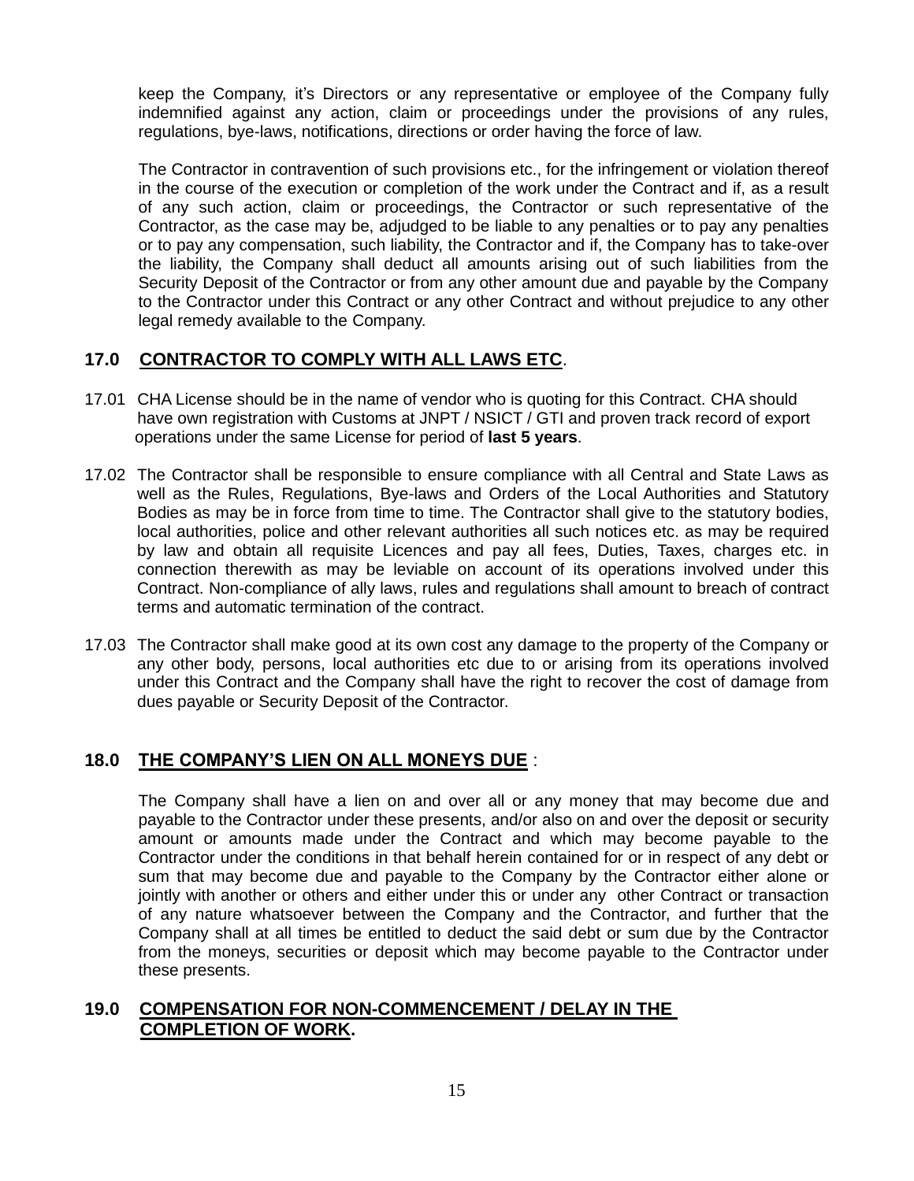keep the Company, it's Directors or any representative or employee of the Company fully indemnified against any action, claim or proceedings under the provisions of any rules, regulations, bye-laws, notifications, directions or order having the force of law.

The Contractor in contravention of such provisions etc., for the infringement or violation thereof in the course of the execution or completion of the work under the Contract and if, as a result of any such action, claim or proceedings, the Contractor or such representative of the Contractor, as the case may be, adjudged to be liable to any penalties or to pay any penalties or to pay any compensation, such liability, the Contractor and if, the Company has to take-over the liability, the Company shall deduct all amounts arising out of such liabilities from the Security Deposit of the Contractor or from any other amount due and payable by the Company to the Contractor under this Contract or any other Contract and without prejudice to any other legal remedy available to the Company.

## 17.0 CONTRACTOR TO COMPLY WITH ALL LAWS ETC.

17.01 CHA License should be in the name of vendor who is quoting for this Contract. CHA should have own registration with Customs at JNPT / NSICT / GTI and proven track record of export operations under the same License for period of **last 5 years**.

17.02 The Contractor shall be responsible to ensure compliance with all Central and State Laws as well as the Rules, Regulations, Bye-laws and Orders of the Local Authorities and Statutory Bodies as may be in force from time to time. The Contractor shall give to the statutory bodies, local authorities, police and other relevant authorities all such notices etc. as may be required by law and obtain all requisite Licences and pay all fees, Duties, Taxes, charges etc. in connection therewith as may be leviable on account of its operations involved under this Contract. Non-compliance of ally laws, rules and regulations shall amount to breach of contract terms and automatic termination of the contract.

17.03 The Contractor shall make good at its own cost any damage to the property of the Company or any other body, persons, local authorities etc due to or arising from its operations involved under this Contract and the Company shall have the right to recover the cost of damage from dues payable or Security Deposit of the Contractor.

## 18.0 THE COMPANY'S LIEN ON ALL MONEYS DUE :

The Company shall have a lien on and over all or any money that may become due and payable to the Contractor under these presents, and/or also on and over the deposit or security amount or amounts made under the Contract and which may become payable to the Contractor under the conditions in that behalf herein contained for or in respect of any debt or sum that may become due and payable to the Company by the Contractor either alone or jointly with another or others and either under this or under any other Contract or transaction of any nature whatsoever between the Company and the Contractor, and further that the Company shall at all times be entitled to deduct the said debt or sum due by the Contractor from the moneys, securities or deposit which may become payable to the Contractor under these presents.

## 19.0 COMPENSATION FOR NON-COMMENCEMENT / DELAY IN THE COMPLETION OF WORK.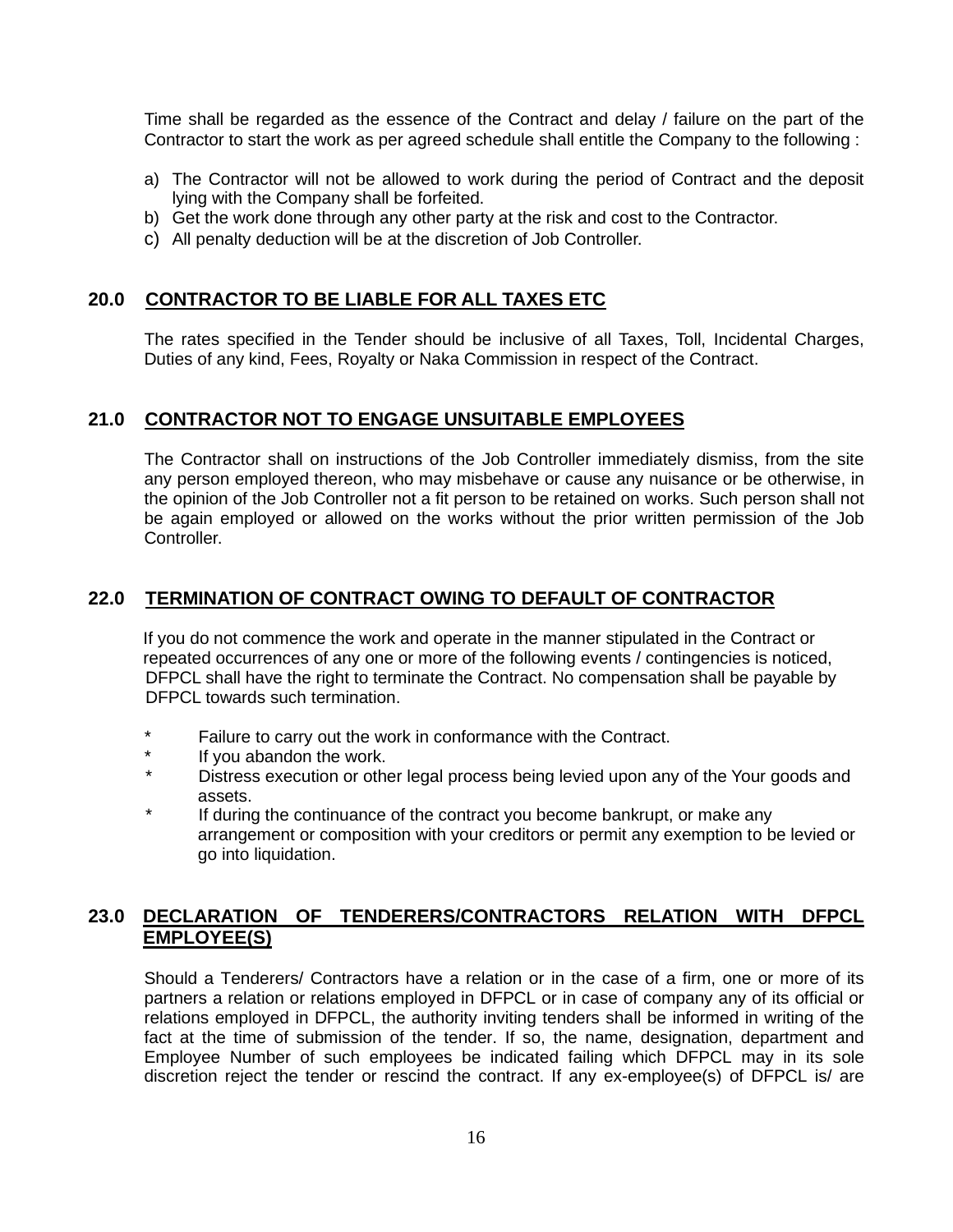Time shall be regarded as the essence of the Contract and delay / failure on the part of the Contractor to start the work as per agreed schedule shall entitle the Company to the following :

a) The Contractor will not be allowed to work during the period of Contract and the deposit lying with the Company shall be forfeited.
b) Get the work done through any other party at the risk and cost to the Contractor.
c) All penalty deduction will be at the discretion of Job Controller.

## 20.0 CONTRACTOR TO BE LIABLE FOR ALL TAXES ETC

The rates specified in the Tender should be inclusive of all Taxes, Toll, Incidental Charges, Duties of any kind, Fees, Royalty or Naka Commission in respect of the Contract.

## 21.0 CONTRACTOR NOT TO ENGAGE UNSUITABLE EMPLOYEES

The Contractor shall on instructions of the Job Controller immediately dismiss, from the site any person employed thereon, who may misbehave or cause any nuisance or be otherwise, in the opinion of the Job Controller not a fit person to be retained on works. Such person shall not be again employed or allowed on the works without the prior written permission of the Job Controller.

## 22.0 TERMINATION OF CONTRACT OWING TO DEFAULT OF CONTRACTOR

If you do not commence the work and operate in the manner stipulated in the Contract or repeated occurrences of any one or more of the following events / contingencies is noticed, DFPCL shall have the right to terminate the Contract. No compensation shall be payable by DFPCL towards such termination.

* Failure to carry out the work in conformance with the Contract.
* If you abandon the work.
* Distress execution or other legal process being levied upon any of the Your goods and assets.
* If during the continuance of the contract you become bankrupt, or make any arrangement or composition with your creditors or permit any exemption to be levied or go into liquidation.

## 23.0 DECLARATION OF TENDERERS/CONTRACTORS RELATION WITH DFPCL EMPLOYEE(S)

Should a Tenderers/ Contractors have a relation or in the case of a firm, one or more of its partners a relation or relations employed in DFPCL or in case of company any of its official or relations employed in DFPCL, the authority inviting tenders shall be informed in writing of the fact at the time of submission of the tender. If so, the name, designation, department and Employee Number of such employees be indicated failing which DFPCL may in its sole discretion reject the tender or rescind the contract. If any ex-employee(s) of DFPCL is/ are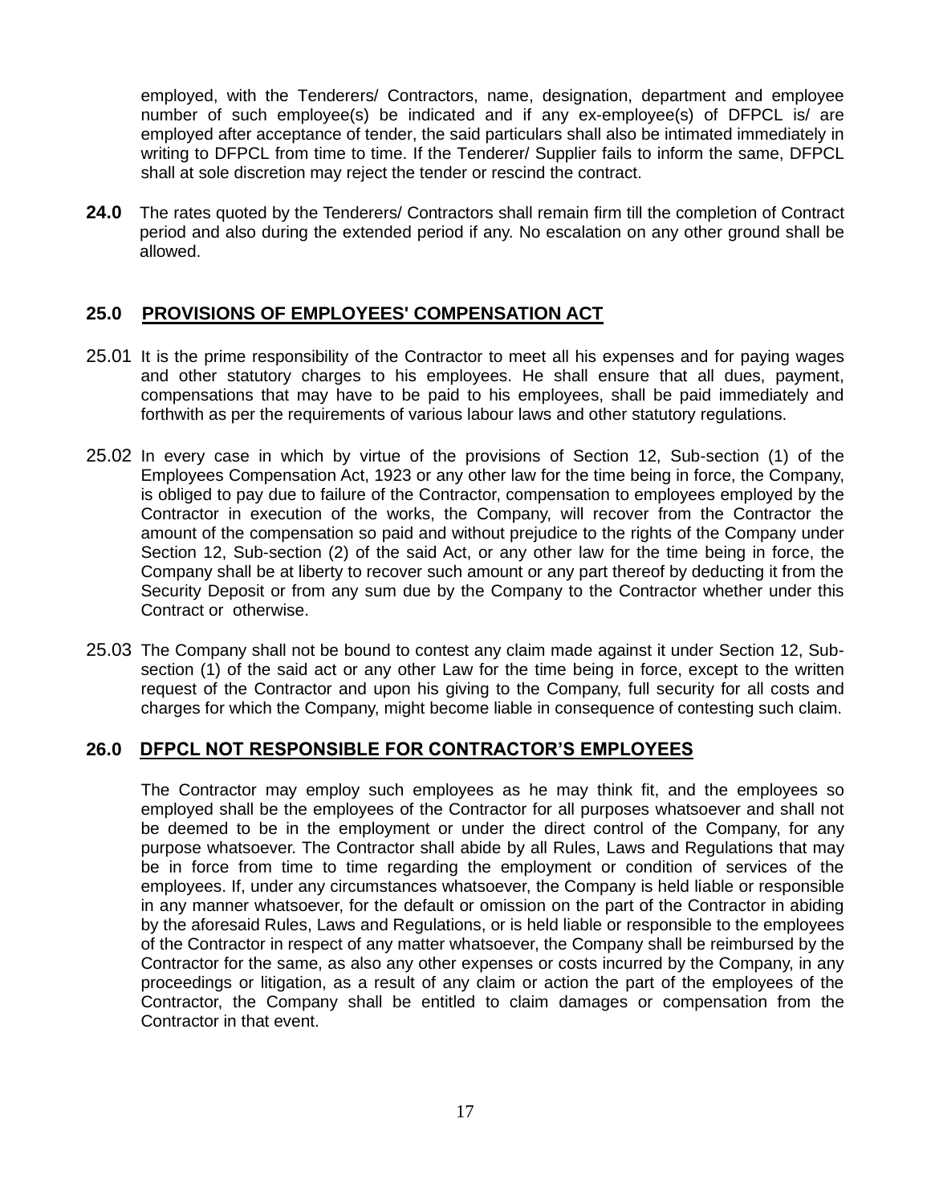employed, with the Tenderers/ Contractors, name, designation, department and employee number of such employee(s) be indicated and if any ex-employee(s) of DFPCL is/ are employed after acceptance of tender, the said particulars shall also be intimated immediately in writing to DFPCL from time to time. If the Tenderer/ Supplier fails to inform the same, DFPCL shall at sole discretion may reject the tender or rescind the contract.

**24.0** The rates quoted by the Tenderers/ Contractors shall remain firm till the completion of Contract period and also during the extended period if any. No escalation on any other ground shall be allowed.

## 25.0 PROVISIONS OF EMPLOYEES' COMPENSATION ACT

25.01 It is the prime responsibility of the Contractor to meet all his expenses and for paying wages and other statutory charges to his employees. He shall ensure that all dues, payment, compensations that may have to be paid to his employees, shall be paid immediately and forthwith as per the requirements of various labour laws and other statutory regulations.

25.02 In every case in which by virtue of the provisions of Section 12, Sub-section (1) of the Employees Compensation Act, 1923 or any other law for the time being in force, the Company, is obliged to pay due to failure of the Contractor, compensation to employees employed by the Contractor in execution of the works, the Company, will recover from the Contractor the amount of the compensation so paid and without prejudice to the rights of the Company under Section 12, Sub-section (2) of the said Act, or any other law for the time being in force, the Company shall be at liberty to recover such amount or any part thereof by deducting it from the Security Deposit or from any sum due by the Company to the Contractor whether under this Contract or otherwise.

25.03 The Company shall not be bound to contest any claim made against it under Section 12, Sub-section (1) of the said act or any other Law for the time being in force, except to the written request of the Contractor and upon his giving to the Company, full security for all costs and charges for which the Company, might become liable in consequence of contesting such claim.

## 26.0 DFPCL NOT RESPONSIBLE FOR CONTRACTOR'S EMPLOYEES

The Contractor may employ such employees as he may think fit, and the employees so employed shall be the employees of the Contractor for all purposes whatsoever and shall not be deemed to be in the employment or under the direct control of the Company, for any purpose whatsoever. The Contractor shall abide by all Rules, Laws and Regulations that may be in force from time to time regarding the employment or condition of services of the employees. If, under any circumstances whatsoever, the Company is held liable or responsible in any manner whatsoever, for the default or omission on the part of the Contractor in abiding by the aforesaid Rules, Laws and Regulations, or is held liable or responsible to the employees of the Contractor in respect of any matter whatsoever, the Company shall be reimbursed by the Contractor for the same, as also any other expenses or costs incurred by the Company, in any proceedings or litigation, as a result of any claim or action the part of the employees of the Contractor, the Company shall be entitled to claim damages or compensation from the Contractor in that event.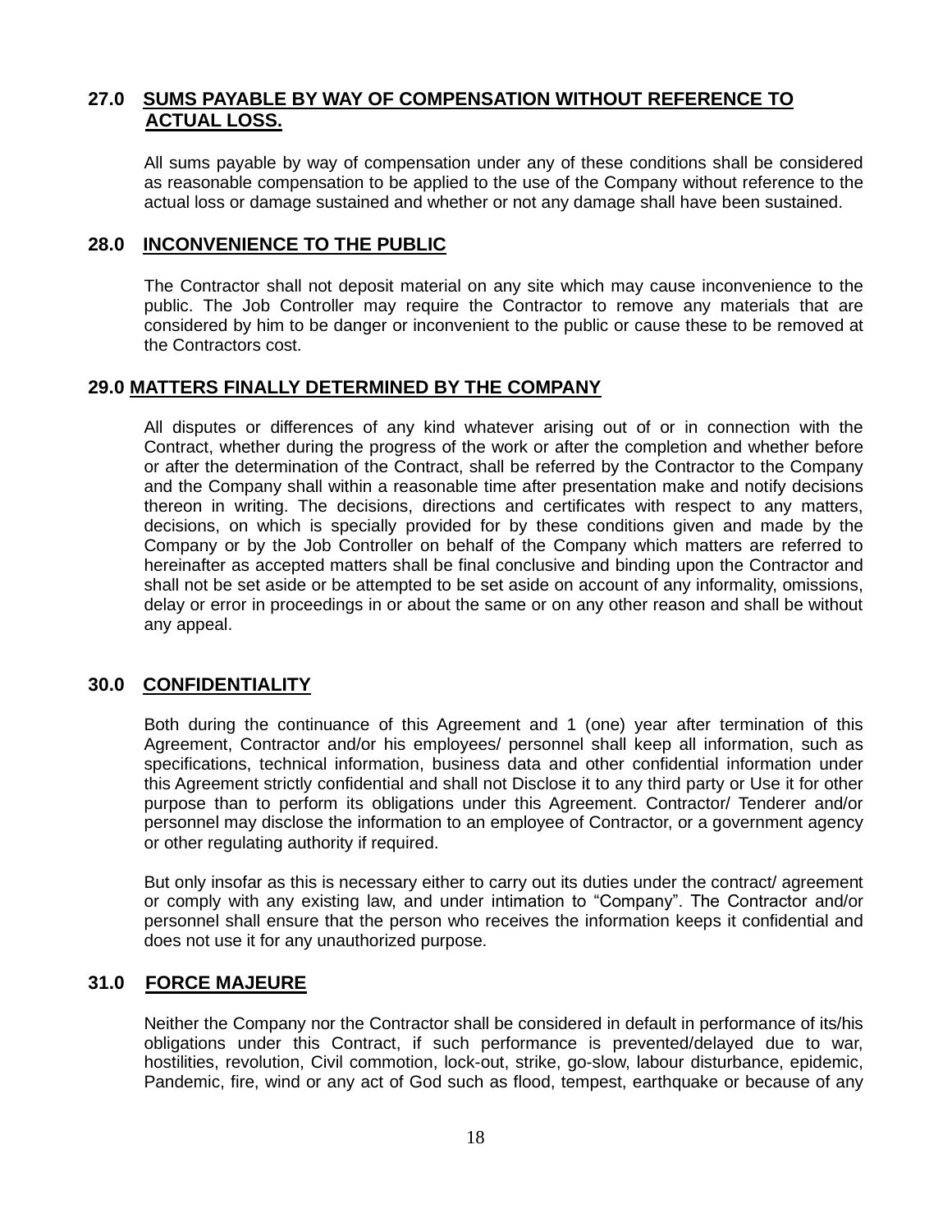## 27.0 SUMS PAYABLE BY WAY OF COMPENSATION WITHOUT REFERENCE TO ACTUAL LOSS.

All sums payable by way of compensation under any of these conditions shall be considered as reasonable compensation to be applied to the use of the Company without reference to the actual loss or damage sustained and whether or not any damage shall have been sustained.

## 28.0 INCONVENIENCE TO THE PUBLIC

The Contractor shall not deposit material on any site which may cause inconvenience to the public. The Job Controller may require the Contractor to remove any materials that are considered by him to be danger or inconvenient to the public or cause these to be removed at the Contractors cost.

## 29.0 MATTERS FINALLY DETERMINED BY THE COMPANY

All disputes or differences of any kind whatever arising out of or in connection with the Contract, whether during the progress of the work or after the completion and whether before or after the determination of the Contract, shall be referred by the Contractor to the Company and the Company shall within a reasonable time after presentation make and notify decisions thereon in writing. The decisions, directions and certificates with respect to any matters, decisions, on which is specially provided for by these conditions given and made by the Company or by the Job Controller on behalf of the Company which matters are referred to hereinafter as accepted matters shall be final conclusive and binding upon the Contractor and shall not be set aside or be attempted to be set aside on account of any informality, omissions, delay or error in proceedings in or about the same or on any other reason and shall be without any appeal.

## 30.0 CONFIDENTIALITY

Both during the continuance of this Agreement and 1 (one) year after termination of this Agreement, Contractor and/or his employees/ personnel shall keep all information, such as specifications, technical information, business data and other confidential information under this Agreement strictly confidential and shall not Disclose it to any third party or Use it for other purpose than to perform its obligations under this Agreement. Contractor/ Tenderer and/or personnel may disclose the information to an employee of Contractor, or a government agency or other regulating authority if required.

But only insofar as this is necessary either to carry out its duties under the contract/ agreement or comply with any existing law, and under intimation to “Company”. The Contractor and/or personnel shall ensure that the person who receives the information keeps it confidential and does not use it for any unauthorized purpose.

## 31.0 FORCE MAJEURE

Neither the Company nor the Contractor shall be considered in default in performance of its/his obligations under this Contract, if such performance is prevented/delayed due to war, hostilities, revolution, Civil commotion, lock-out, strike, go-slow, labour disturbance, epidemic, Pandemic, fire, wind or any act of God such as flood, tempest, earthquake or because of any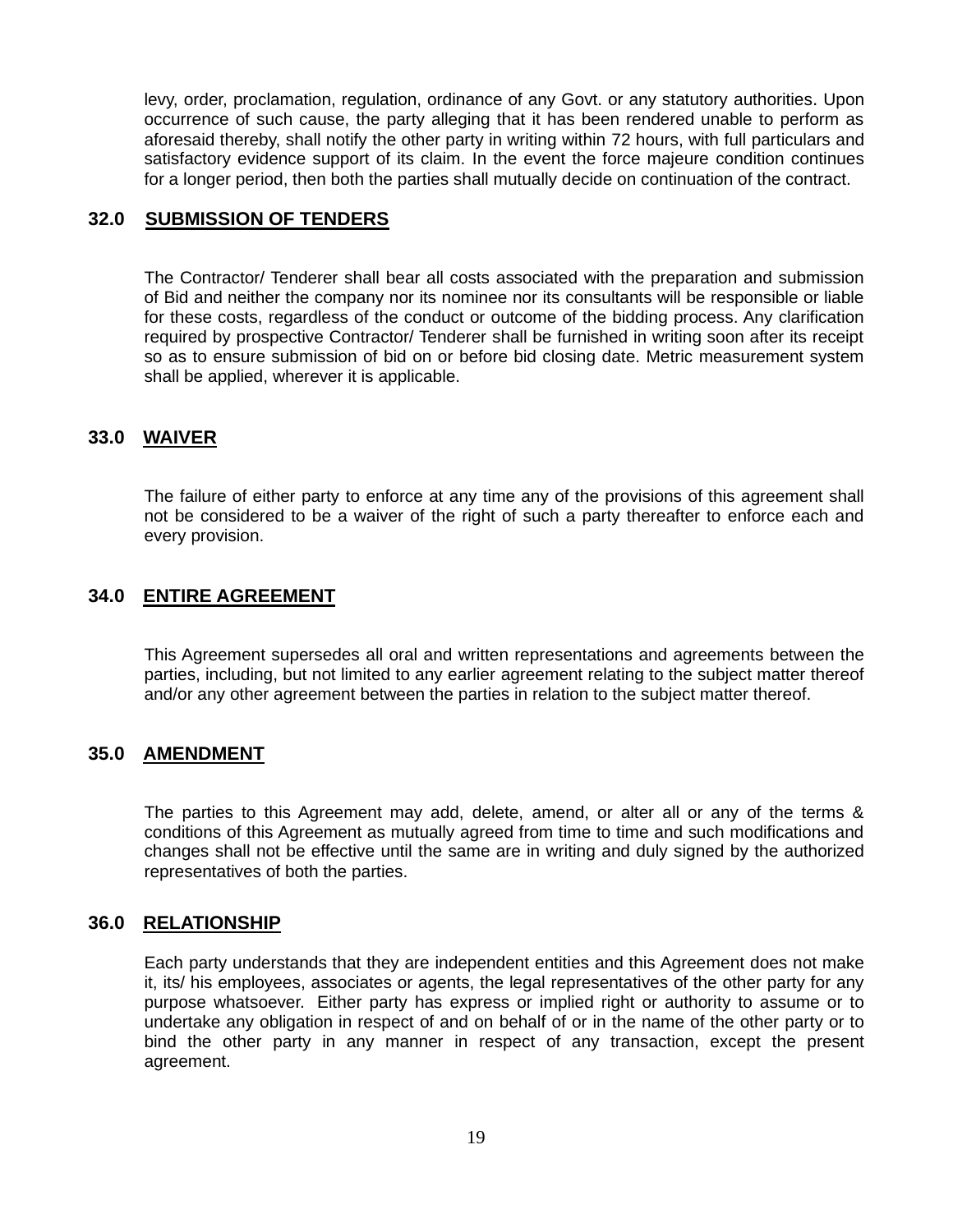levy, order, proclamation, regulation, ordinance of any Govt. or any statutory authorities. Upon occurrence of such cause, the party alleging that it has been rendered unable to perform as aforesaid thereby, shall notify the other party in writing within 72 hours, with full particulars and satisfactory evidence support of its claim. In the event the force majeure condition continues for a longer period, then both the parties shall mutually decide on continuation of the contract.

## 32.0 SUBMISSION OF TENDERS

The Contractor/ Tenderer shall bear all costs associated with the preparation and submission of Bid and neither the company nor its nominee nor its consultants will be responsible or liable for these costs, regardless of the conduct or outcome of the bidding process. Any clarification required by prospective Contractor/ Tenderer shall be furnished in writing soon after its receipt so as to ensure submission of bid on or before bid closing date. Metric measurement system shall be applied, wherever it is applicable.

## 33.0 WAIVER

The failure of either party to enforce at any time any of the provisions of this agreement shall not be considered to be a waiver of the right of such a party thereafter to enforce each and every provision.

## 34.0 ENTIRE AGREEMENT

This Agreement supersedes all oral and written representations and agreements between the parties, including, but not limited to any earlier agreement relating to the subject matter thereof and/or any other agreement between the parties in relation to the subject matter thereof.

## 35.0 AMENDMENT

The parties to this Agreement may add, delete, amend, or alter all or any of the terms & conditions of this Agreement as mutually agreed from time to time and such modifications and changes shall not be effective until the same are in writing and duly signed by the authorized representatives of both the parties.

## 36.0 RELATIONSHIP

Each party understands that they are independent entities and this Agreement does not make it, its/ his employees, associates or agents, the legal representatives of the other party for any purpose whatsoever. Either party has express or implied right or authority to assume or to undertake any obligation in respect of and on behalf of or in the name of the other party or to bind the other party in any manner in respect of any transaction, except the present agreement.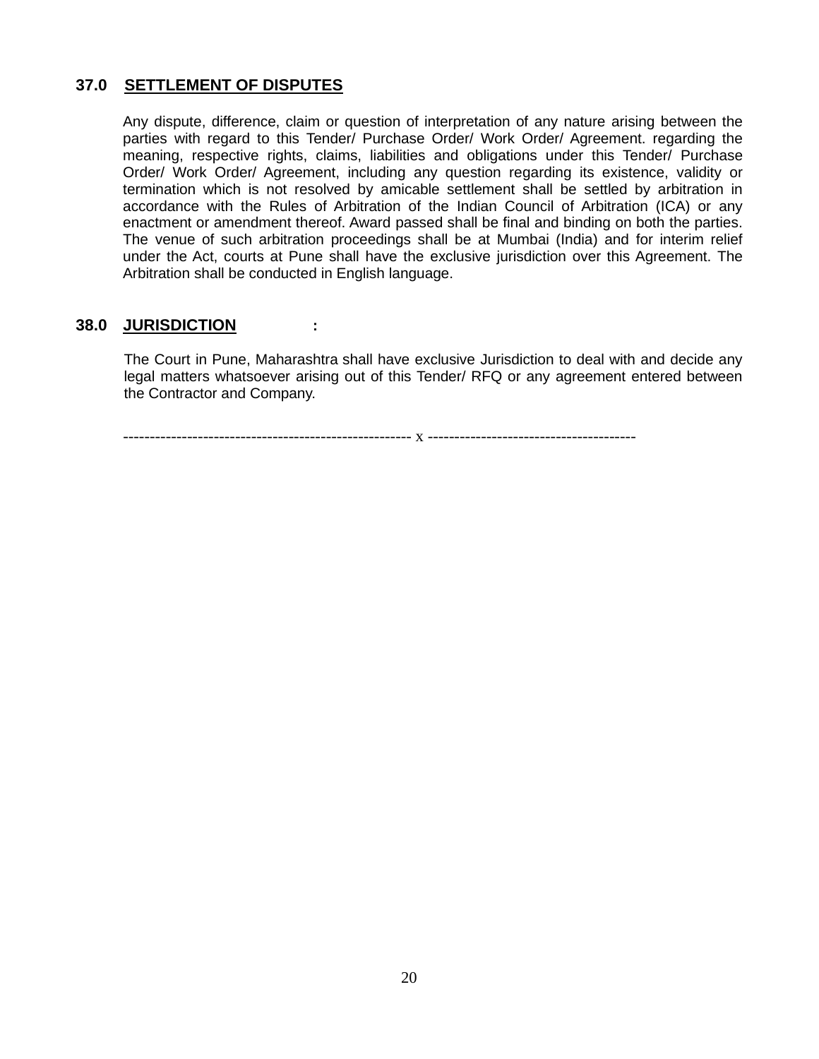## 37.0 SETTLEMENT OF DISPUTES

Any dispute, difference, claim or question of interpretation of any nature arising between the parties with regard to this Tender/ Purchase Order/ Work Order/ Agreement. regarding the meaning, respective rights, claims, liabilities and obligations under this Tender/ Purchase Order/ Work Order/ Agreement, including any question regarding its existence, validity or termination which is not resolved by amicable settlement shall be settled by arbitration in accordance with the Rules of Arbitration of the Indian Council of Arbitration (ICA) or any enactment or amendment thereof. Award passed shall be final and binding on both the parties. The venue of such arbitration proceedings shall be at Mumbai (India) and for interim relief under the Act, courts at Pune shall have the exclusive jurisdiction over this Agreement. The Arbitration shall be conducted in English language.

## 38.0 JURISDICTION :

The Court in Pune, Maharashtra shall have exclusive Jurisdiction to deal with and decide any legal matters whatsoever arising out of this Tender/ RFQ or any agreement entered between the Contractor and Company.

------------------------------------------------------- x ---------------------------------------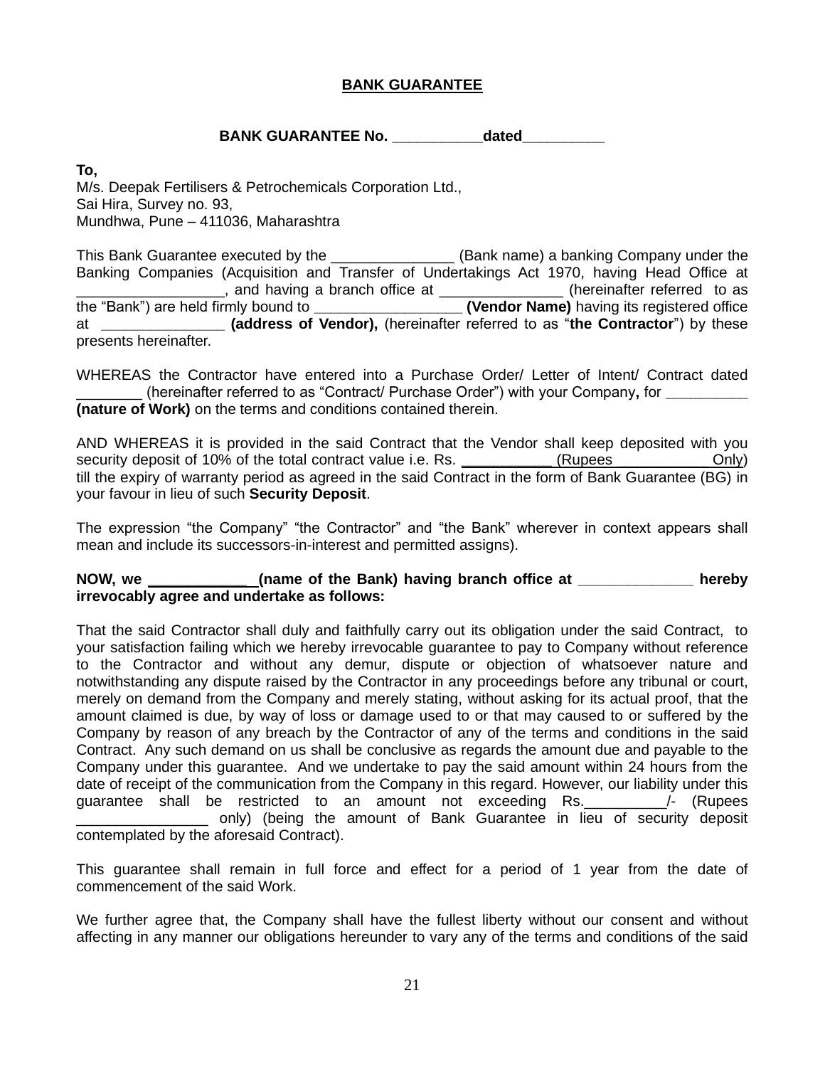**BANK GUARANTEE**

**BANK GUARANTEE No. ___________dated__________**

**To,**
M/s. Deepak Fertilisers & Petrochemicals Corporation Ltd.,
Sai Hira, Survey no. 93,
Mundhwa, Pune – 411036, Maharashtra

This Bank Guarantee executed by the _______________ (Bank name) a banking Company under the Banking Companies (Acquisition and Transfer of Undertakings Act 1970, having Head Office at __________________, and having a branch office at _______________ (hereinafter referred to as the "Bank") are held firmly bound to __________________ **(Vendor Name)** having its registered office at _______________ **(address of Vendor),** (hereinafter referred to as "**the Contractor**") by these presents hereinafter.

WHEREAS the Contractor have entered into a Purchase Order/ Letter of Intent/ Contract dated ________ (hereinafter referred to as "Contract/ Purchase Order") with your Company**,** for __________ **(nature of Work)** on the terms and conditions contained therein.

AND WHEREAS it is provided in the said Contract that the Vendor shall keep deposited with you security deposit of 10% of the total contract value i.e. Rs. ___________ (Rupees ____________ Only) till the expiry of warranty period as agreed in the said Contract in the form of Bank Guarantee (BG) in your favour in lieu of such **Security Deposit**.

The expression "the Company" "the Contractor" and "the Bank" wherever in context appears shall mean and include its successors-in-interest and permitted assigns).

**NOW, we _____________(name of the Bank) having branch office at ______________ hereby irrevocably agree and undertake as follows:**

That the said Contractor shall duly and faithfully carry out its obligation under the said Contract, to your satisfaction failing which we hereby irrevocable guarantee to pay to Company without reference to the Contractor and without any demur, dispute or objection of whatsoever nature and notwithstanding any dispute raised by the Contractor in any proceedings before any tribunal or court, merely on demand from the Company and merely stating, without asking for its actual proof, that the amount claimed is due, by way of loss or damage used to or that may caused to or suffered by the Company by reason of any breach by the Contractor of any of the terms and conditions in the said Contract. Any such demand on us shall be conclusive as regards the amount due and payable to the Company under this guarantee. And we undertake to pay the said amount within 24 hours from the date of receipt of the communication from the Company in this regard. However, our liability under this guarantee shall be restricted to an amount not exceeding Rs.__________/- (Rupees ________________ only) (being the amount of Bank Guarantee in lieu of security deposit contemplated by the aforesaid Contract).

This guarantee shall remain in full force and effect for a period of 1 year from the date of commencement of the said Work.

We further agree that, the Company shall have the fullest liberty without our consent and without affecting in any manner our obligations hereunder to vary any of the terms and conditions of the said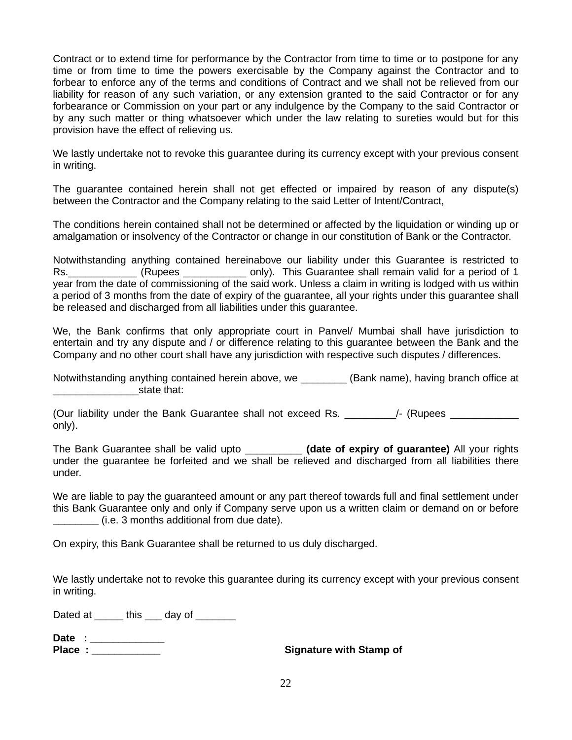Contract or to extend time for performance by the Contractor from time to time or to postpone for any time or from time to time the powers exercisable by the Company against the Contractor and to forbear to enforce any of the terms and conditions of Contract and we shall not be relieved from our liability for reason of any such variation, or any extension granted to the said Contractor or for any forbearance or Commission on your part or any indulgence by the Company to the said Contractor or by any such matter or thing whatsoever which under the law relating to sureties would but for this provision have the effect of relieving us.

We lastly undertake not to revoke this guarantee during its currency except with your previous consent in writing.

The guarantee contained herein shall not get effected or impaired by reason of any dispute(s) between the Contractor and the Company relating to the said Letter of Intent/Contract,

The conditions herein contained shall not be determined or affected by the liquidation or winding up or amalgamation or insolvency of the Contractor or change in our constitution of Bank or the Contractor.

Notwithstanding anything contained hereinabove our liability under this Guarantee is restricted to Rs.____________ (Rupees ___________ only). This Guarantee shall remain valid for a period of 1 year from the date of commissioning of the said work. Unless a claim in writing is lodged with us within a period of 3 months from the date of expiry of the guarantee, all your rights under this guarantee shall be released and discharged from all liabilities under this guarantee.

We, the Bank confirms that only appropriate court in Panvel/ Mumbai shall have jurisdiction to entertain and try any dispute and / or difference relating to this guarantee between the Bank and the Company and no other court shall have any jurisdiction with respective such disputes / differences.

Notwithstanding anything contained herein above, we ________ (Bank name), having branch office at _______________state that:

(Our liability under the Bank Guarantee shall not exceed Rs. _________/- (Rupees ____________ only).

The Bank Guarantee shall be valid upto __________ **(date of expiry of guarantee)** All your rights under the guarantee be forfeited and we shall be relieved and discharged from all liabilities there under.

We are liable to pay the guaranteed amount or any part thereof towards full and final settlement under this Bank Guarantee only and only if Company serve upon us a written claim or demand on or before ________ (i.e. 3 months additional from due date).

On expiry, this Bank Guarantee shall be returned to us duly discharged.

We lastly undertake not to revoke this guarantee during its currency except with your previous consent in writing.

Dated at _____ this ___ day of _______

**Date : _____________**
**Place : ____________**

**Signature with Stamp of**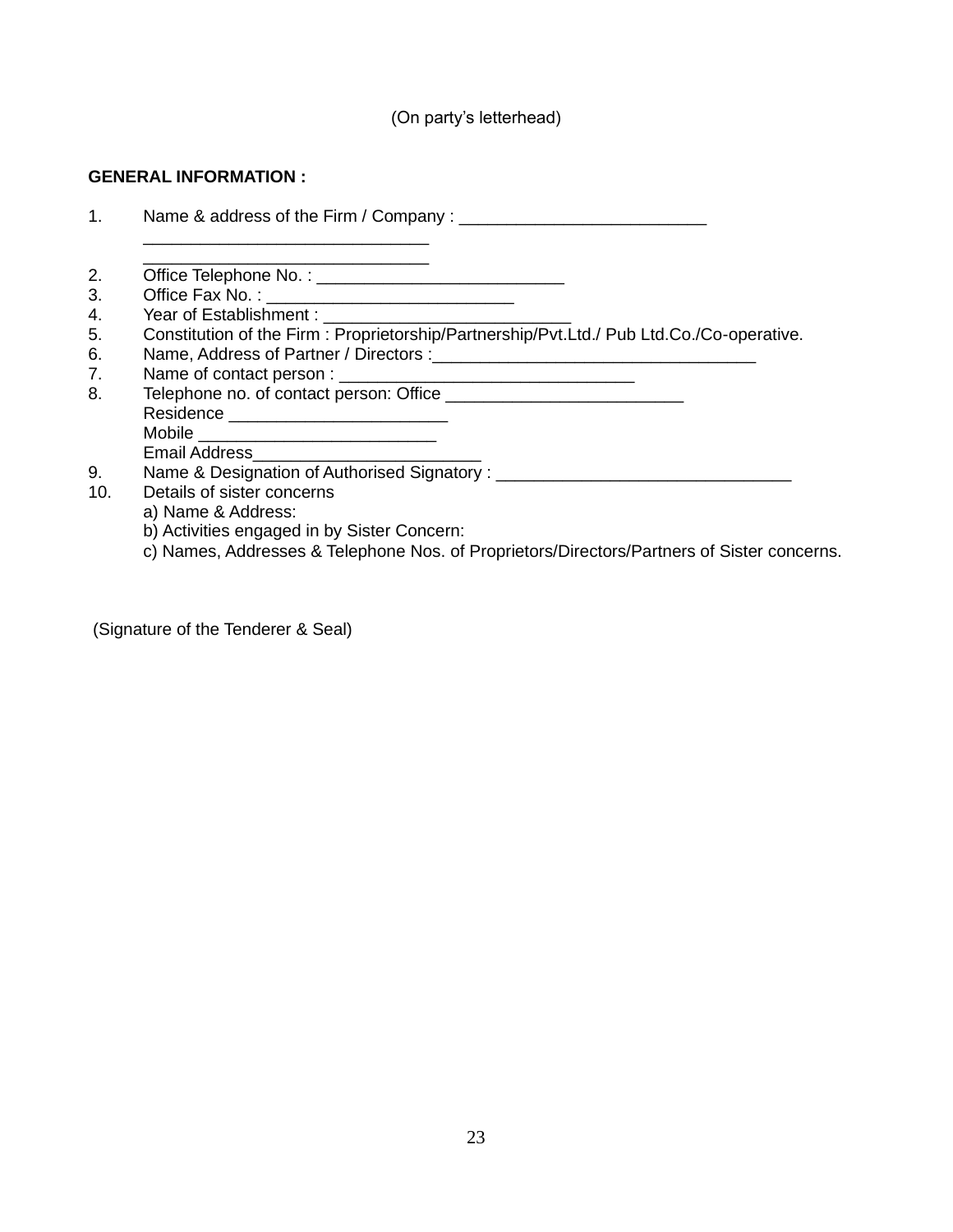(On party's letterhead)

**GENERAL INFORMATION :**

1. Name & address of the Firm / Company : ___________________________
   _______________________________
   _______________________________
2. Office Telephone No. : ___________________________
3. Office Fax No. : ___________________________
4. Year of Establishment : ___________________________
5. Constitution of the Firm : Proprietorship/Partnership/Pvt.Ltd./ Pub Ltd.Co./Co-operative.
6. Name, Address of Partner / Directors :___________________________________
7. Name of contact person : ________________________________
8. Telephone no. of contact person: Office __________________________
   Residence ________________________
   Mobile __________________________
   Email Address_________________________
9. Name & Designation of Authorised Signatory : ________________________________
10. Details of sister concerns
    a) Name & Address:
    b) Activities engaged in by Sister Concern:
    c) Names, Addresses & Telephone Nos. of Proprietors/Directors/Partners of Sister concerns.

(Signature of the Tenderer & Seal)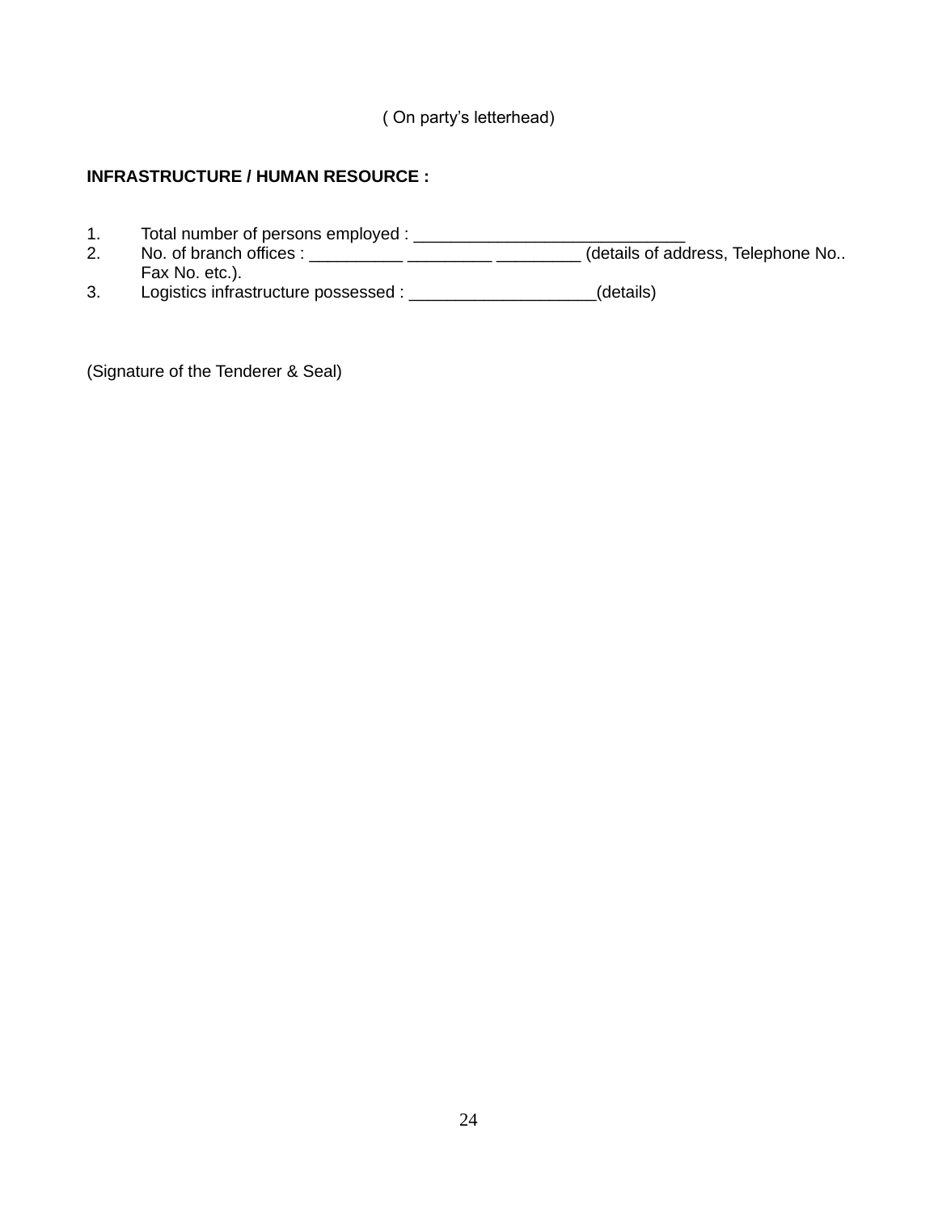( On party's letterhead)

**INFRASTRUCTURE / HUMAN RESOURCE :**

1. Total number of persons employed : ______________________________
2. No. of branch offices : __________ _________ _________ (details of address, Telephone No.. Fax No. etc.).
3. Logistics infrastructure possessed : ____________________(details)

(Signature of the Tenderer & Seal)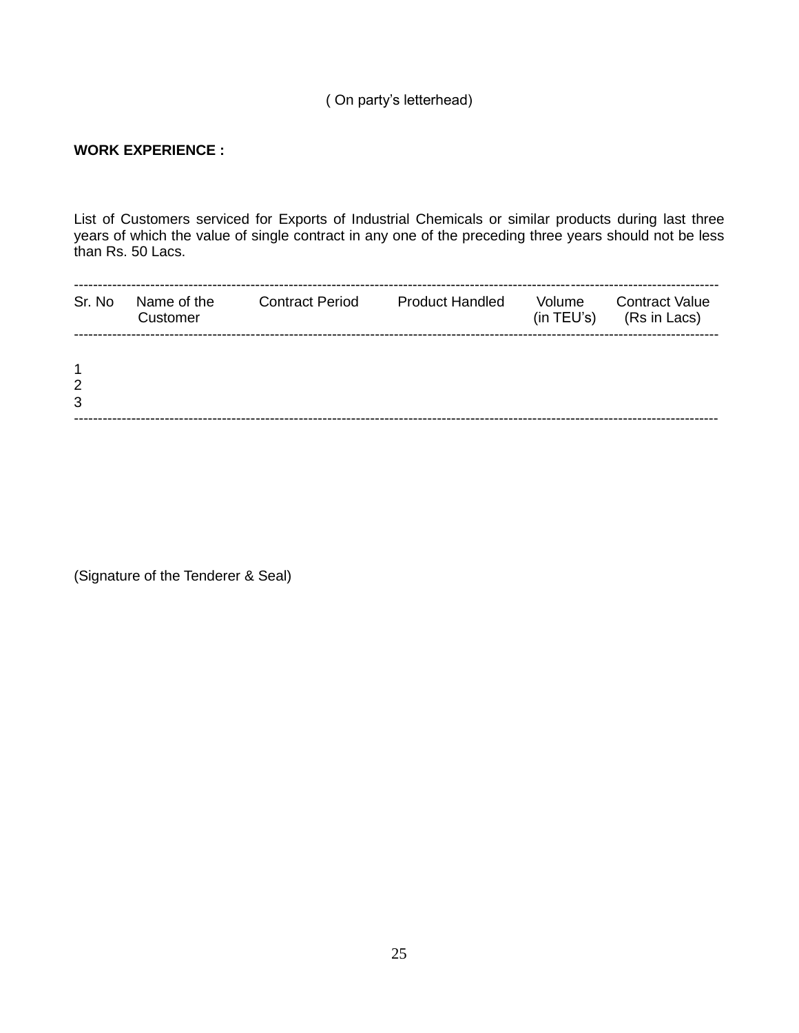( On party's letterhead)

**WORK EXPERIENCE :**

List of Customers serviced for Exports of Industrial Chemicals or similar products during last three years of which the value of single contract in any one of the preceding three years should not be less than Rs. 50 Lacs.

| Sr. No | Name of the Customer | Contract Period | Product Handled | Volume (in TEU's) | Contract Value (Rs in Lacs) |
|---|---|---|---|---|---|
| 1 | | | | | |
| 2 | | | | | |
| 3 | | | | | |

(Signature of the Tenderer & Seal)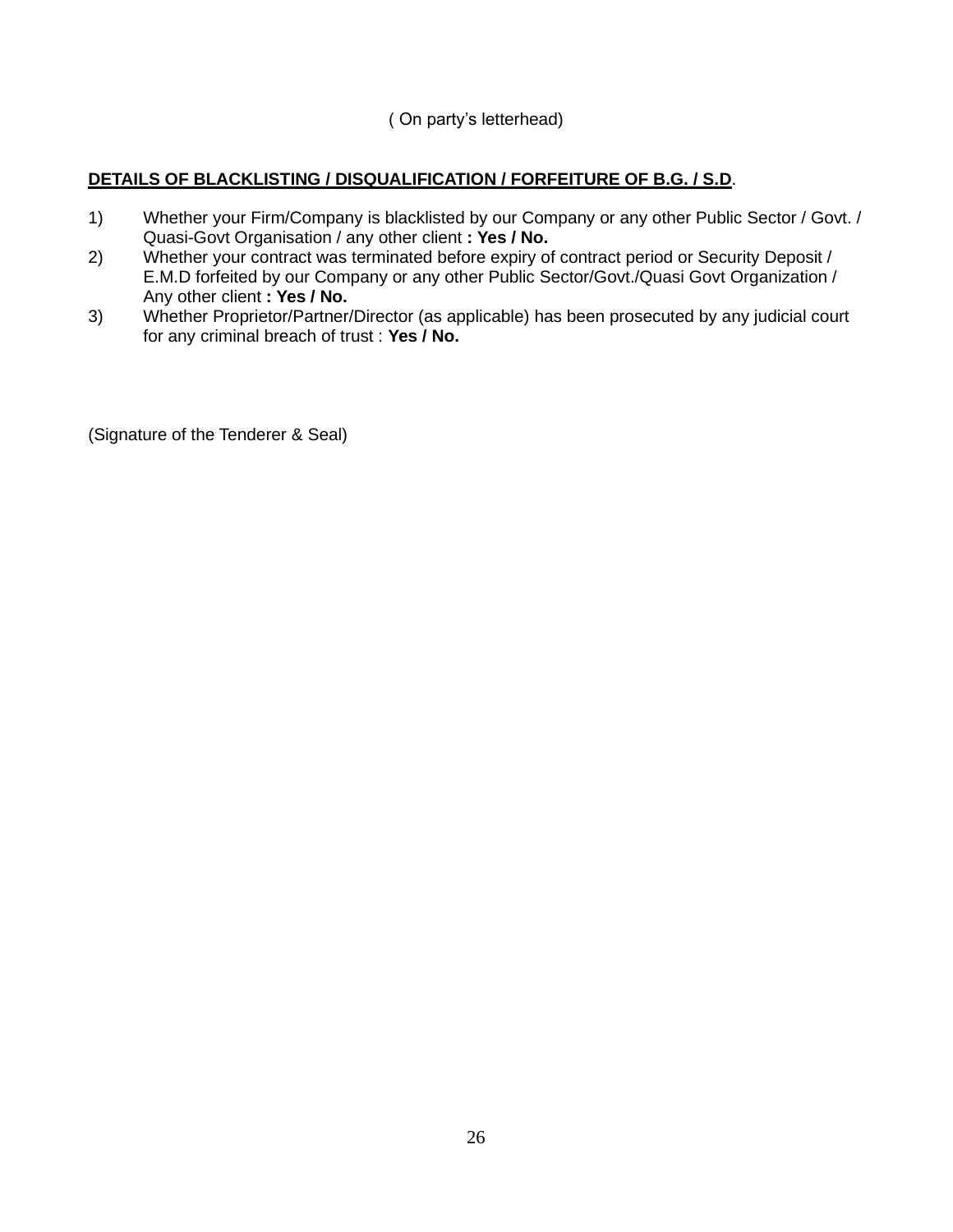( On party's letterhead)

**DETAILS OF BLACKLISTING / DISQUALIFICATION / FORFEITURE OF B.G. / S.D**.

1) Whether your Firm/Company is blacklisted by our Company or any other Public Sector / Govt. / Quasi-Govt Organisation / any other client **: Yes / No.**
2) Whether your contract was terminated before expiry of contract period or Security Deposit / E.M.D forfeited by our Company or any other Public Sector/Govt./Quasi Govt Organization / Any other client **: Yes / No.**
3) Whether Proprietor/Partner/Director (as applicable) has been prosecuted by any judicial court for any criminal breach of trust : **Yes / No.**

(Signature of the Tenderer & Seal)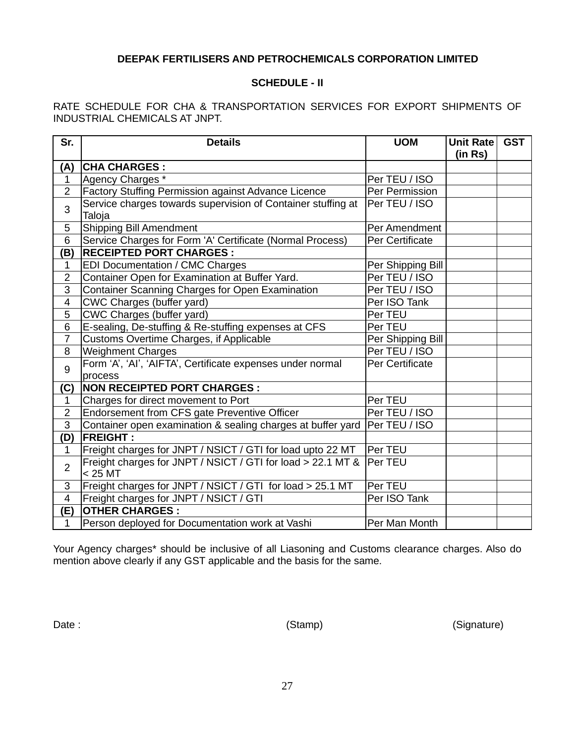**DEEPAK FERTILISERS AND PETROCHEMICALS CORPORATION LIMITED**

**SCHEDULE - II**

RATE SCHEDULE FOR CHA & TRANSPORTATION SERVICES FOR EXPORT SHIPMENTS OF INDUSTRIAL CHEMICALS AT JNPT.

| Sr. | Details | UOM | Unit Rate (in Rs) | GST |
|---|---|---|---|---|
| **(A)** | **CHA CHARGES :** | | | |
| 1 | Agency Charges * | Per TEU / ISO | | |
| 2 | Factory Stuffing Permission against Advance Licence | Per Permission | | |
| 3 | Service charges towards supervision of Container stuffing at Taloja | Per TEU / ISO | | |
| 5 | Shipping Bill Amendment | Per Amendment | | |
| 6 | Service Charges for Form 'A' Certificate (Normal Process) | Per Certificate | | |
| **(B)** | **RECEIPTED PORT CHARGES :** | | | |
| 1 | EDI Documentation / CMC Charges | Per Shipping Bill | | |
| 2 | Container Open for Examination at Buffer Yard. | Per TEU / ISO | | |
| 3 | Container Scanning Charges for Open Examination | Per TEU / ISO | | |
| 4 | CWC Charges (buffer yard) | Per ISO Tank | | |
| 5 | CWC Charges (buffer yard) | Per TEU | | |
| 6 | E-sealing, De-stuffing & Re-stuffing expenses at CFS | Per TEU | | |
| 7 | Customs Overtime Charges, if Applicable | Per Shipping Bill | | |
| 8 | Weighment Charges | Per TEU / ISO | | |
| 9 | Form 'A', 'AI', 'AIFTA', Certificate expenses under normal process | Per Certificate | | |
| **(C)** | **NON RECEIPTED PORT CHARGES :** | | | |
| 1 | Charges for direct movement to Port | Per TEU | | |
| 2 | Endorsement from CFS gate Preventive Officer | Per TEU / ISO | | |
| 3 | Container open examination & sealing charges at buffer yard | Per TEU / ISO | | |
| **(D)** | **FREIGHT :** | | | |
| 1 | Freight charges for JNPT / NSICT / GTI for load upto 22 MT | Per TEU | | |
| 2 | Freight charges for JNPT / NSICT / GTI for load > 22.1 MT & < 25 MT | Per TEU | | |
| 3 | Freight charges for JNPT / NSICT / GTI for load > 25.1 MT | Per TEU | | |
| 4 | Freight charges for JNPT / NSICT / GTI | Per ISO Tank | | |
| **(E)** | **OTHER CHARGES :** | | | |
| 1 | Person deployed for Documentation work at Vashi | Per Man Month | | |

Your Agency charges* should be inclusive of all Liasoning and Customs clearance charges. Also do mention above clearly if any GST applicable and the basis for the same.

Date : (Stamp) (Signature)